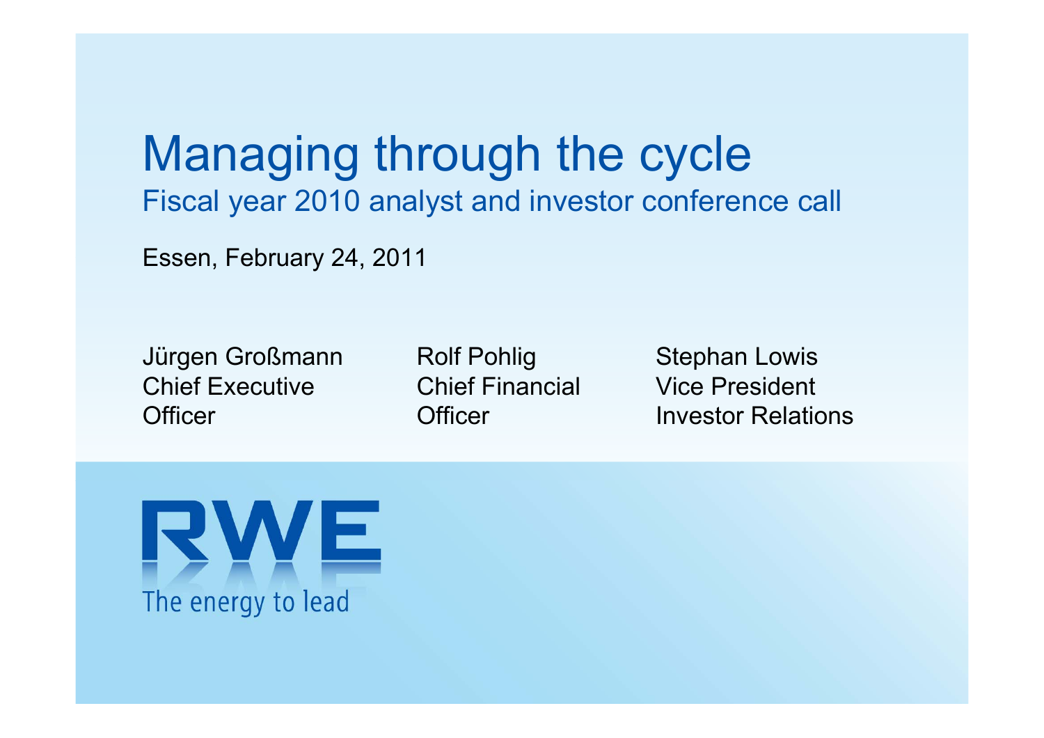# Managing through the cycle

## Fiscal year 2010 analyst and investor conference call

Essen, February 24, 2011

Jürgen Großmann
Chief Executive Officer

Rolf Pohlig
Chief Financial Officer

Stephan Lowis
Vice President
Investor Relations

RWE

The energy to lead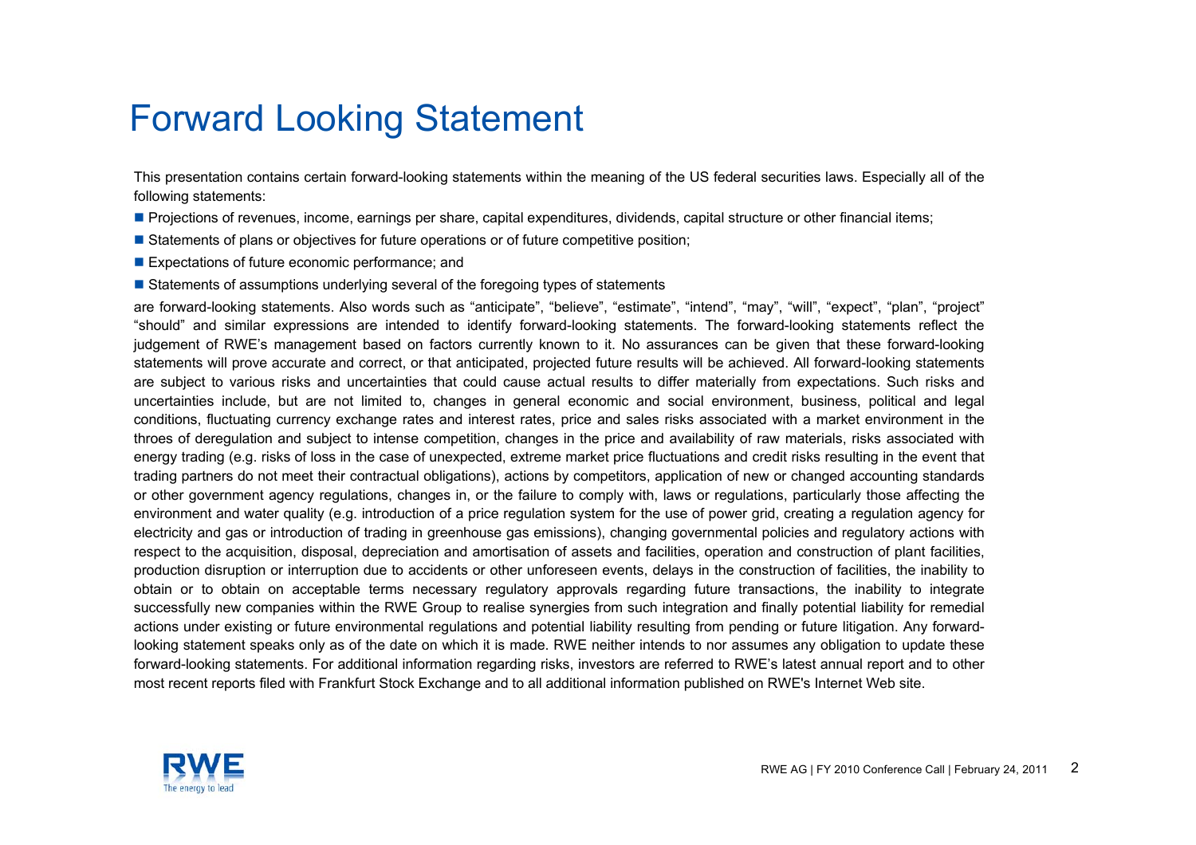# Forward Looking Statement

This presentation contains certain forward-looking statements within the meaning of the US federal securities laws. Especially all of the following statements:

- Projections of revenues, income, earnings per share, capital expenditures, dividends, capital structure or other financial items;
- Statements of plans or objectives for future operations or of future competitive position;
- Expectations of future economic performance; and
- Statements of assumptions underlying several of the foregoing types of statements

are forward-looking statements. Also words such as “anticipate”, “believe”, “estimate”, “intend”, “may”, “will”, “expect”, “plan”, “project” “should” and similar expressions are intended to identify forward-looking statements. The forward-looking statements reflect the judgement of RWE’s management based on factors currently known to it. No assurances can be given that these forward-looking statements will prove accurate and correct, or that anticipated, projected future results will be achieved. All forward-looking statements are subject to various risks and uncertainties that could cause actual results to differ materially from expectations. Such risks and uncertainties include, but are not limited to, changes in general economic and social environment, business, political and legal conditions, fluctuating currency exchange rates and interest rates, price and sales risks associated with a market environment in the throes of deregulation and subject to intense competition, changes in the price and availability of raw materials, risks associated with energy trading (e.g. risks of loss in the case of unexpected, extreme market price fluctuations and credit risks resulting in the event that trading partners do not meet their contractual obligations), actions by competitors, application of new or changed accounting standards or other government agency regulations, changes in, or the failure to comply with, laws or regulations, particularly those affecting the environment and water quality (e.g. introduction of a price regulation system for the use of power grid, creating a regulation agency for electricity and gas or introduction of trading in greenhouse gas emissions), changing governmental policies and regulatory actions with respect to the acquisition, disposal, depreciation and amortisation of assets and facilities, operation and construction of plant facilities, production disruption or interruption due to accidents or other unforeseen events, delays in the construction of facilities, the inability to obtain or to obtain on acceptable terms necessary regulatory approvals regarding future transactions, the inability to integrate successfully new companies within the RWE Group to realise synergies from such integration and finally potential liability for remedial actions under existing or future environmental regulations and potential liability resulting from pending or future litigation. Any forward-looking statement speaks only as of the date on which it is made. RWE neither intends to nor assumes any obligation to update these forward-looking statements. For additional information regarding risks, investors are referred to RWE’s latest annual report and to other most recent reports filed with Frankfurt Stock Exchange and to all additional information published on RWE's Internet Web site.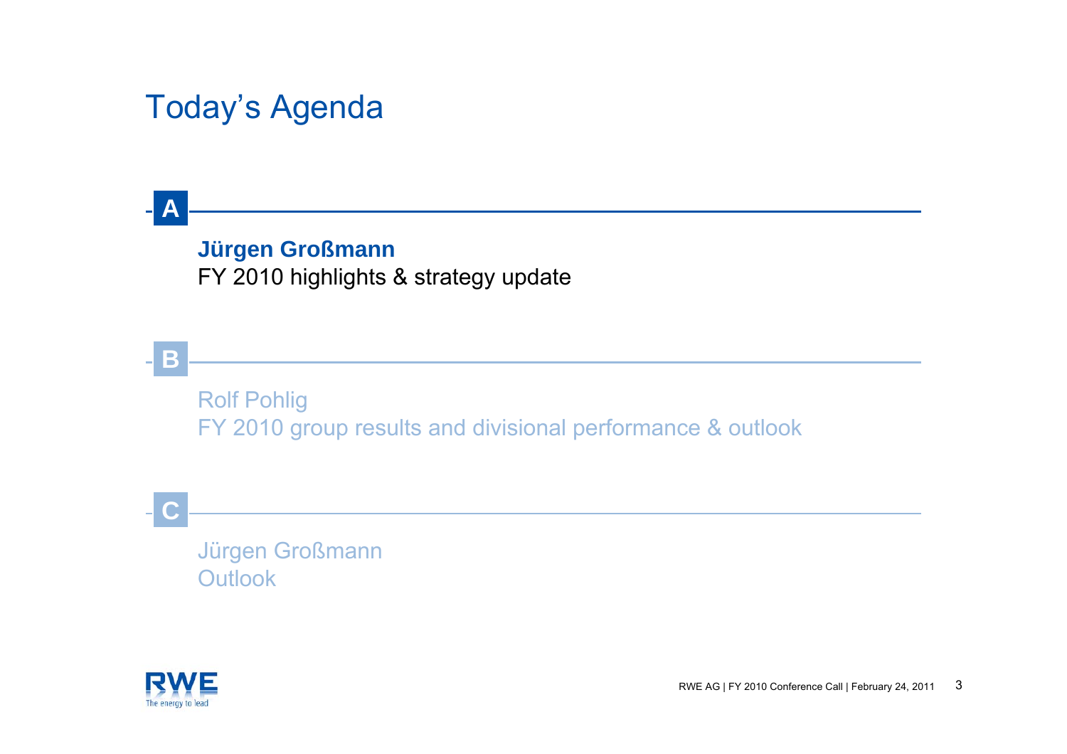# Today's Agenda

**A**

**Jürgen Großmann**
FY 2010 highlights & strategy update

**B**

Rolf Pohlig
FY 2010 group results and divisional performance & outlook

**C**

Jürgen Großmann
Outlook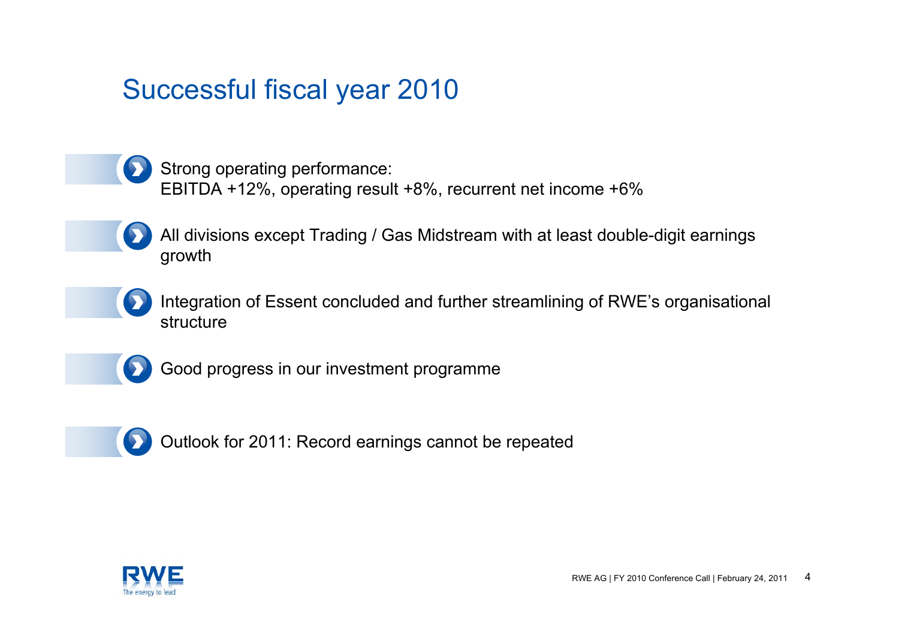# Successful fiscal year 2010

- Strong operating performance:
  EBITDA +12%, operating result +8%, recurrent net income +6%
- All divisions except Trading / Gas Midstream with at least double-digit earnings growth
- Integration of Essent concluded and further streamlining of RWE’s organisational structure
- Good progress in our investment programme
- Outlook for 2011: Record earnings cannot be repeated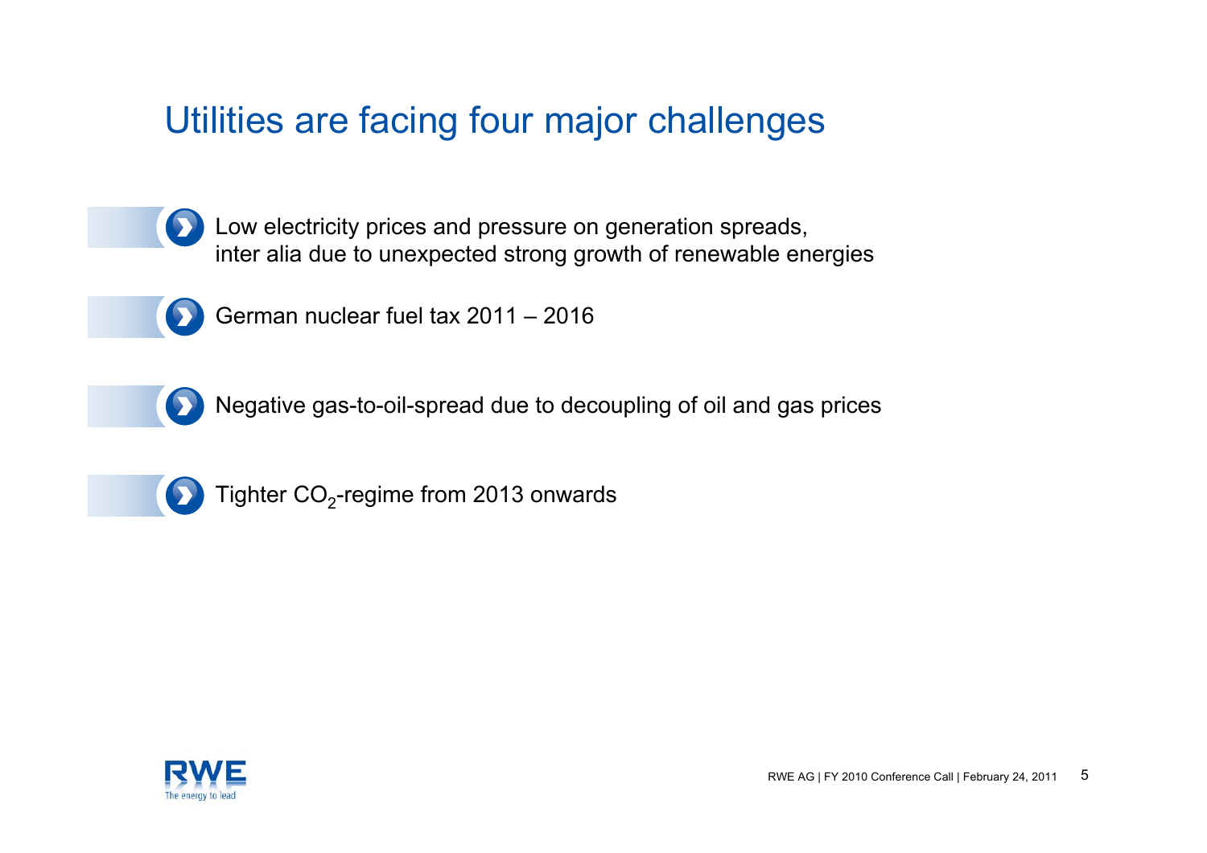# Utilities are facing four major challenges

- Low electricity prices and pressure on generation spreads, inter alia due to unexpected strong growth of renewable energies
- German nuclear fuel tax 2011 – 2016
- Negative gas-to-oil-spread due to decoupling of oil and gas prices
- Tighter $CO_2$-regime from 2013 onwards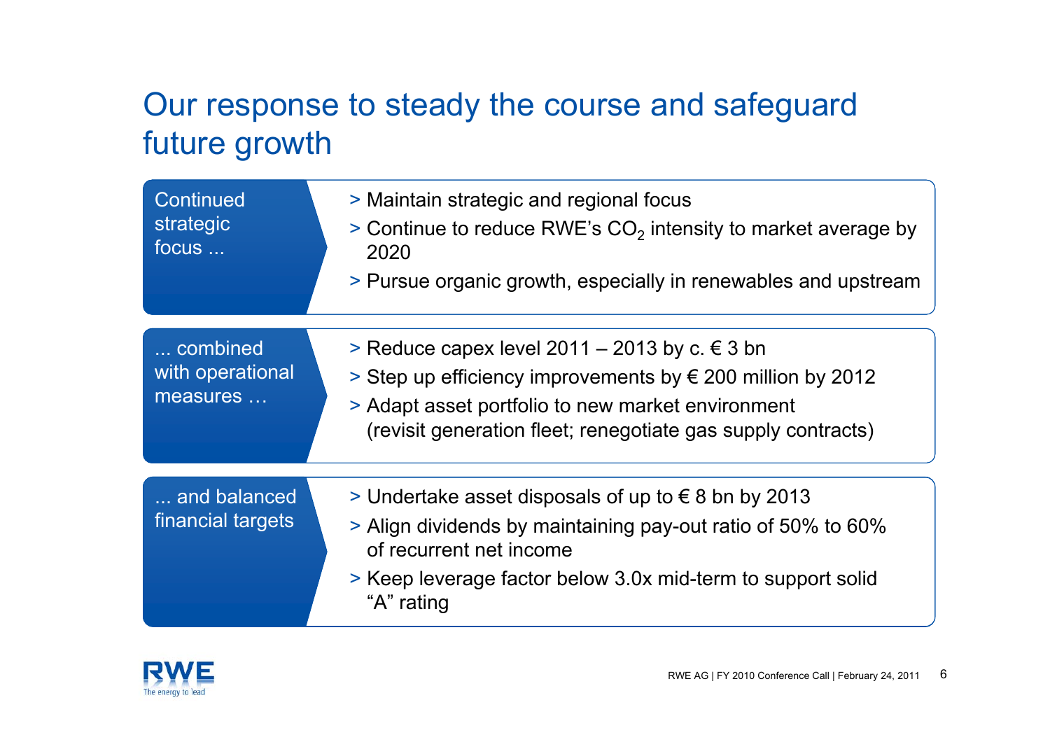# Our response to steady the course and safeguard future growth

**Continued strategic focus ...**

- Maintain strategic and regional focus
- Continue to reduce RWE's $CO_2$ intensity to market average by 2020
- Pursue organic growth, especially in renewables and upstream

**... combined with operational measures …**

- Reduce capex level 2011 – 2013 by c. € 3 bn
- Step up efficiency improvements by € 200 million by 2012
- Adapt asset portfolio to new market environment (revisit generation fleet; renegotiate gas supply contracts)

**... and balanced financial targets**

- Undertake asset disposals of up to € 8 bn by 2013
- Align dividends by maintaining pay-out ratio of 50% to 60% of recurrent net income
- Keep leverage factor below 3.0x mid-term to support solid "A" rating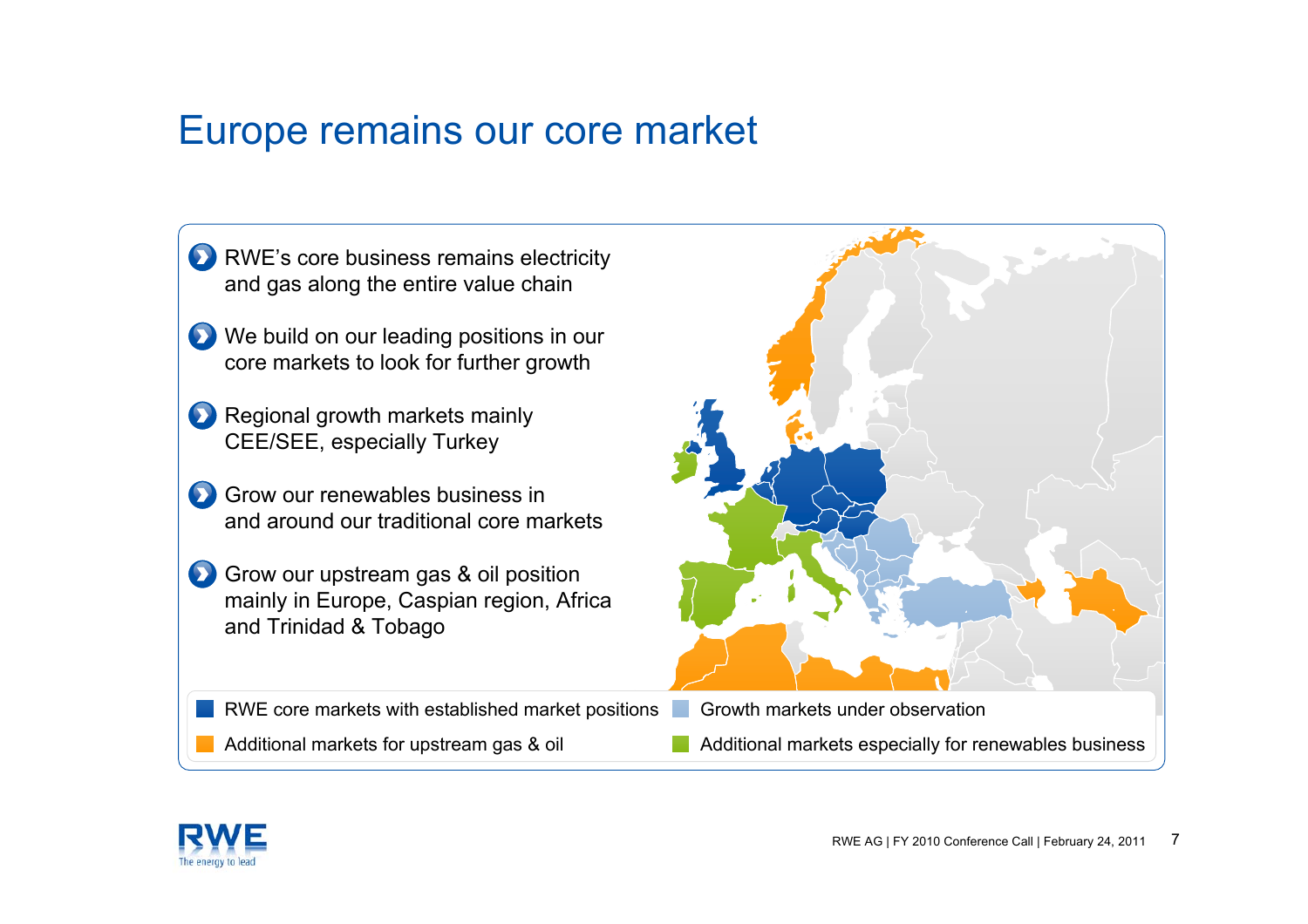# Europe remains our core market

- RWE's core business remains electricity and gas along the entire value chain
- We build on our leading positions in our core markets to look for further growth
- Regional growth markets mainly CEE/SEE, especially Turkey
- Grow our renewables business in and around our traditional core markets
- Grow our upstream gas & oil position mainly in Europe, Caspian region, Africa and Trinidad & Tobago

RWE core markets with established market positions

Growth markets under observation

Additional markets for upstream gas & oil

Additional markets especially for renewables business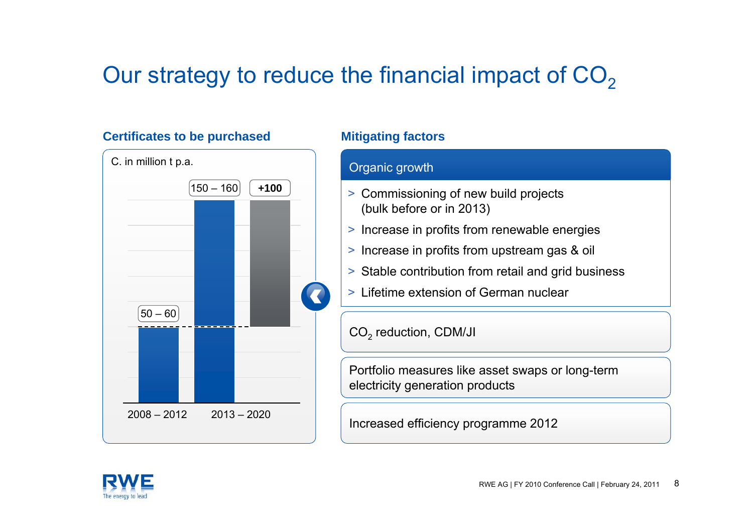# Our strategy to reduce the financial impact of $CO_2$

## Certificates to be purchased

C. in million t p.a.

| Period | Certificates |
|---|---|
| 2008 – 2012 | 50 – 60 |
| 2013 – 2020 | 150 – 160 |
| Increase | +100 |

## Mitigating factors

### Organic growth

- Commissioning of new build projects (bulk before or in 2013)
- Increase in profits from renewable energies
- Increase in profits from upstream gas & oil
- Stable contribution from retail and grid business
- Lifetime extension of German nuclear

$CO_2$ reduction, CDM/JI

Portfolio measures like asset swaps or long-term electricity generation products

Increased efficiency programme 2012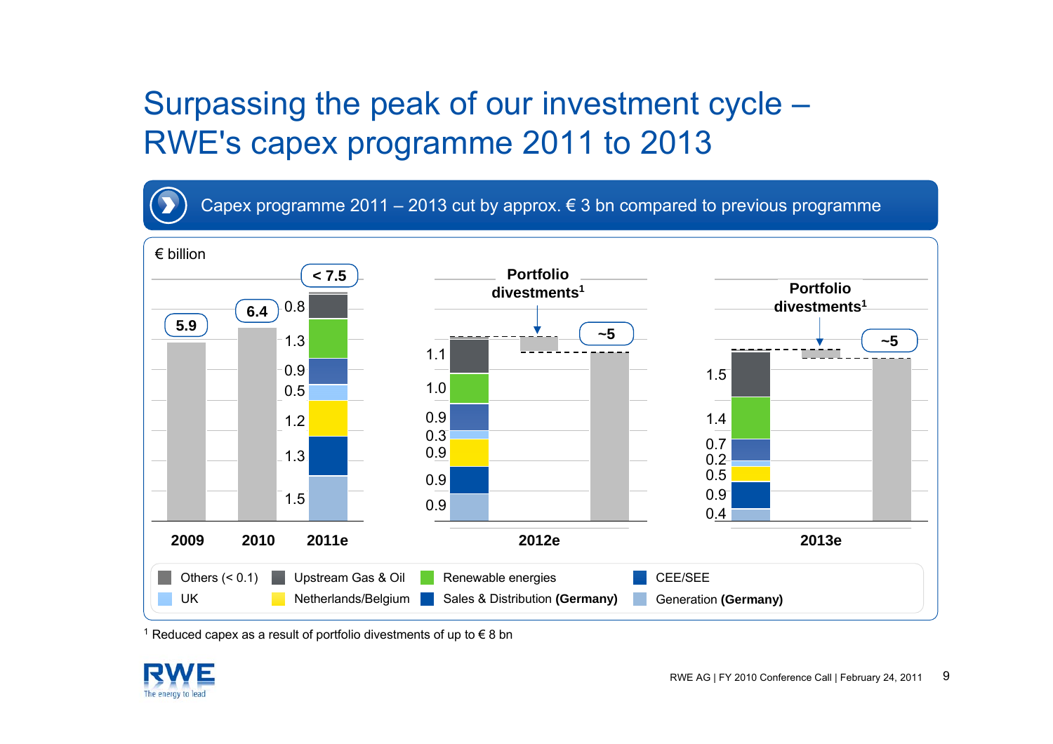# Surpassing the peak of our investment cycle – RWE's capex programme 2011 to 2013

Capex programme 2011 – 2013 cut by approx. € 3 bn compared to previous programme

€ billion

| Segment | 2009 | 2010 | 2011e | 2012e | 2013e |
|---|---|---|---|---|---|
| Total | 5.9 | 6.4 | < 7.5 | ~5 | ~5 |
| Upstream Gas & Oil | | | 0.8 | 1.1 | 1.5 |
| Renewable energies | | | 1.3 | 1.0 | 1.4 |
| CEE/SEE | | | 0.9 | 0.9 | 0.7 |
| UK | | | 0.5 | 0.3 | 0.2 |
| Netherlands/Belgium | | | 1.2 | 0.9 | 0.5 |
| Sales & Distribution **(Germany)** | | | 1.3 | 0.9 | 0.9 |
| Generation **(Germany)** | | | 1.5 | 0.9 | 0.4 |

2012e and 2013e: Portfolio divestments[1]

Others (< 0.1)

[1] Reduced capex as a result of portfolio divestments of up to € 8 bn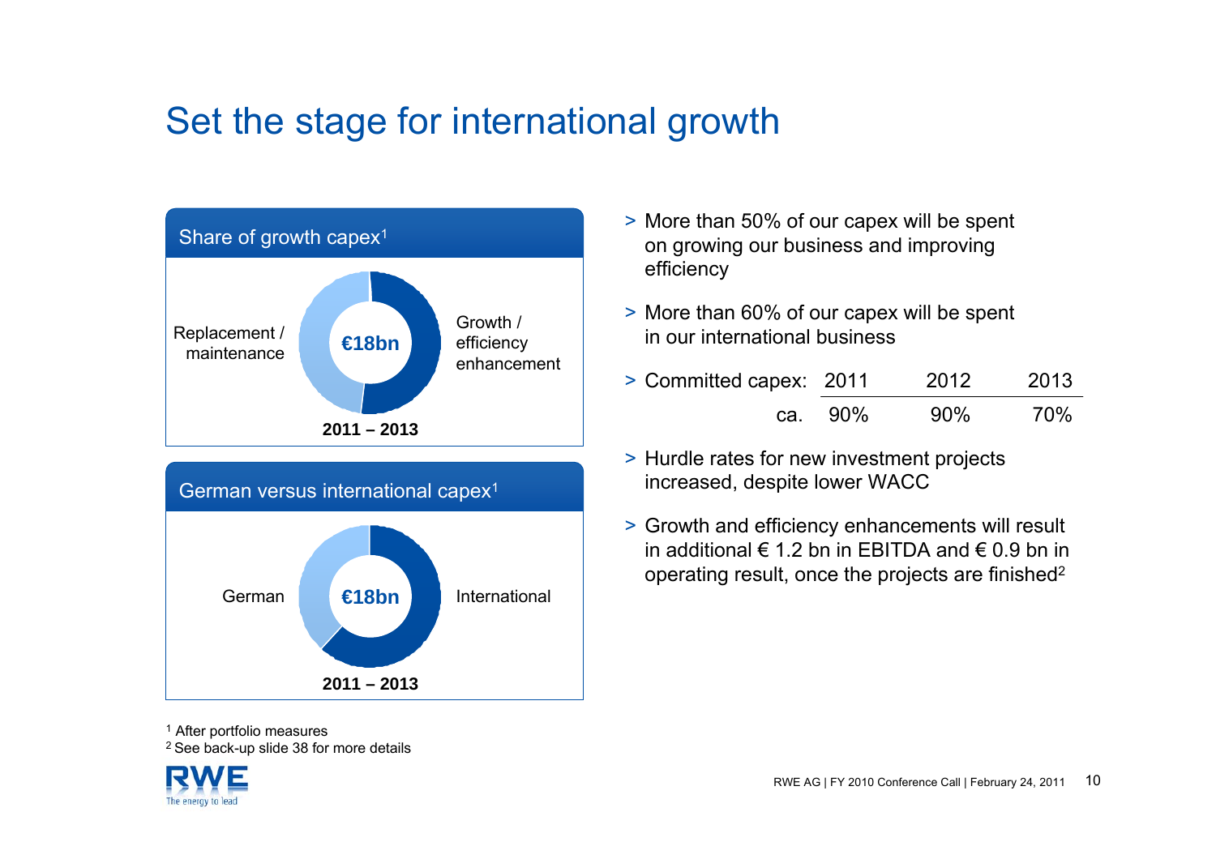# Set the stage for international growth

## Share of growth capex[1]

Replacement / maintenance

**€18bn**

Growth / efficiency enhancement

**2011 – 2013**

## German versus international capex[1]

German

**€18bn**

International

**2011 – 2013**

- More than 50% of our capex will be spent on growing our business and improving efficiency
- More than 60% of our capex will be spent in our international business
- Committed capex:

| | 2011 | 2012 | 2013 |
|---|---|---|---|
| ca. | 90% | 90% | 70% |

- Hurdle rates for new investment projects increased, despite lower WACC
- Growth and efficiency enhancements will result in additional € 1.2 bn in EBITDA and € 0.9 bn in operating result, once the projects are finished[2]

[1] After portfolio measures
[2] See back-up slide 38 for more details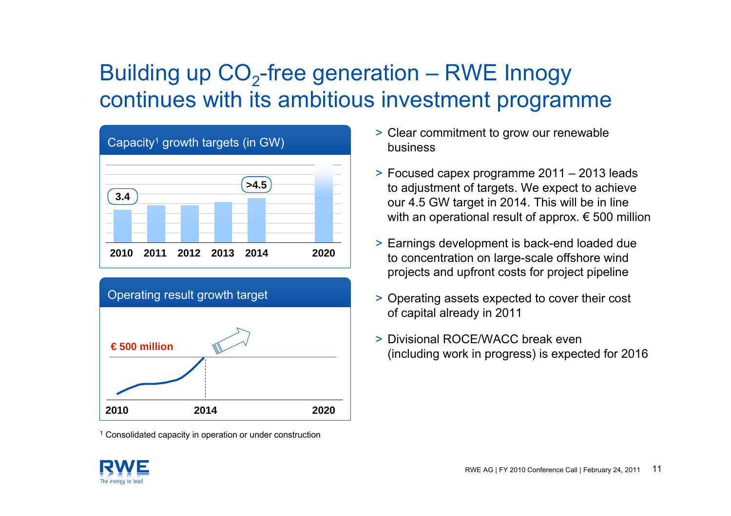# Building up $CO_2$-free generation – RWE Innogy continues with its ambitious investment programme

**Capacity[1] growth targets (in GW)**

3.4

>4.5

2010 2011 2012 2013 2014 2020

**Operating result growth target**

€ 500 million

2010 2014 2020

[1] Consolidated capacity in operation or under construction

- Clear commitment to grow our renewable business
- Focused capex programme 2011 – 2013 leads to adjustment of targets. We expect to achieve our 4.5 GW target in 2014. This will be in line with an operational result of approx. € 500 million
- Earnings development is back-end loaded due to concentration on large-scale offshore wind projects and upfront costs for project pipeline
- Operating assets expected to cover their cost of capital already in 2011
- Divisional ROCE/WACC break even (including work in progress) is expected for 2016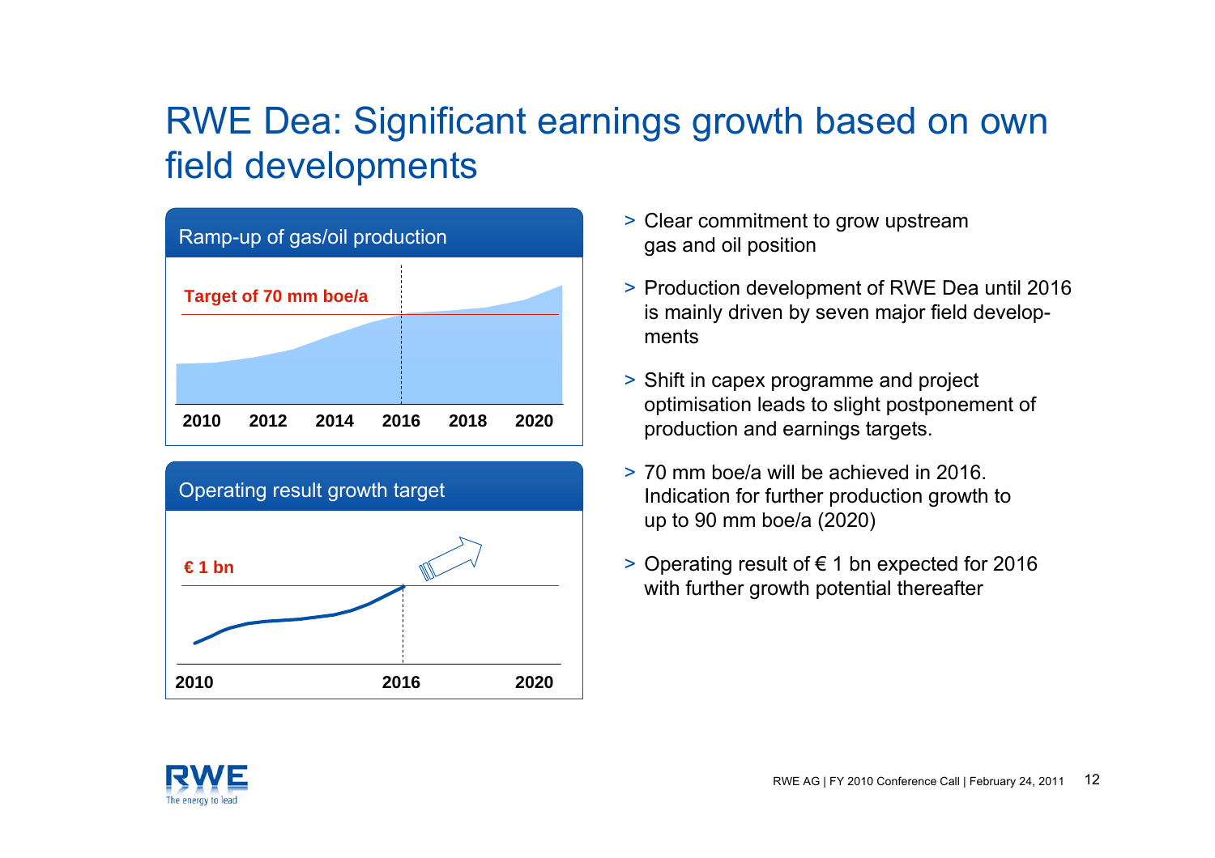# RWE Dea: Significant earnings growth based on own field developments

**Ramp-up of gas/oil production**

Target of 70 mm boe/a

2010 2012 2014 2016 2018 2020

**Operating result growth target**

€ 1 bn

2010 2016 2020

- Clear commitment to grow upstream gas and oil position
- Production development of RWE Dea until 2016 is mainly driven by seven major field developments
- Shift in capex programme and project optimisation leads to slight postponement of production and earnings targets.
- 70 mm boe/a will be achieved in 2016. Indication for further production growth to up to 90 mm boe/a (2020)
- Operating result of € 1 bn expected for 2016 with further growth potential thereafter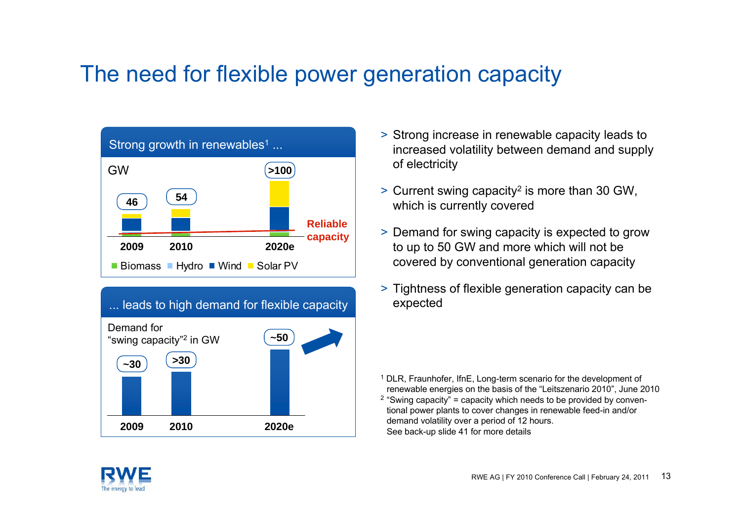# The need for flexible power generation capacity

## Strong growth in renewables[1] ...

GW

| | 2009 | 2010 | 2020e |
|---|---|---|---|
| Total | 46 | 54 | >100 |

Reliable capacity

Biomass, Hydro, Wind, Solar PV

## ... leads to high demand for flexible capacity

Demand for "swing capacity"[2] in GW

| | 2009 | 2010 | 2020e |
|---|---|---|---|
| Demand | ~30 | >30 | ~50 |

- Strong increase in renewable capacity leads to increased volatility between demand and supply of electricity
- Current swing capacity[2] is more than 30 GW, which is currently covered
- Demand for swing capacity is expected to grow to up to 50 GW and more which will not be covered by conventional generation capacity
- Tightness of flexible generation capacity can be expected

[1] DLR, Fraunhofer, IfnE, Long-term scenario for the development of renewable energies on the basis of the "Leitszenario 2010", June 2010

[2] "Swing capacity" = capacity which needs to be provided by conventional power plants to cover changes in renewable feed-in and/or demand volatility over a period of 12 hours. See back-up slide 41 for more details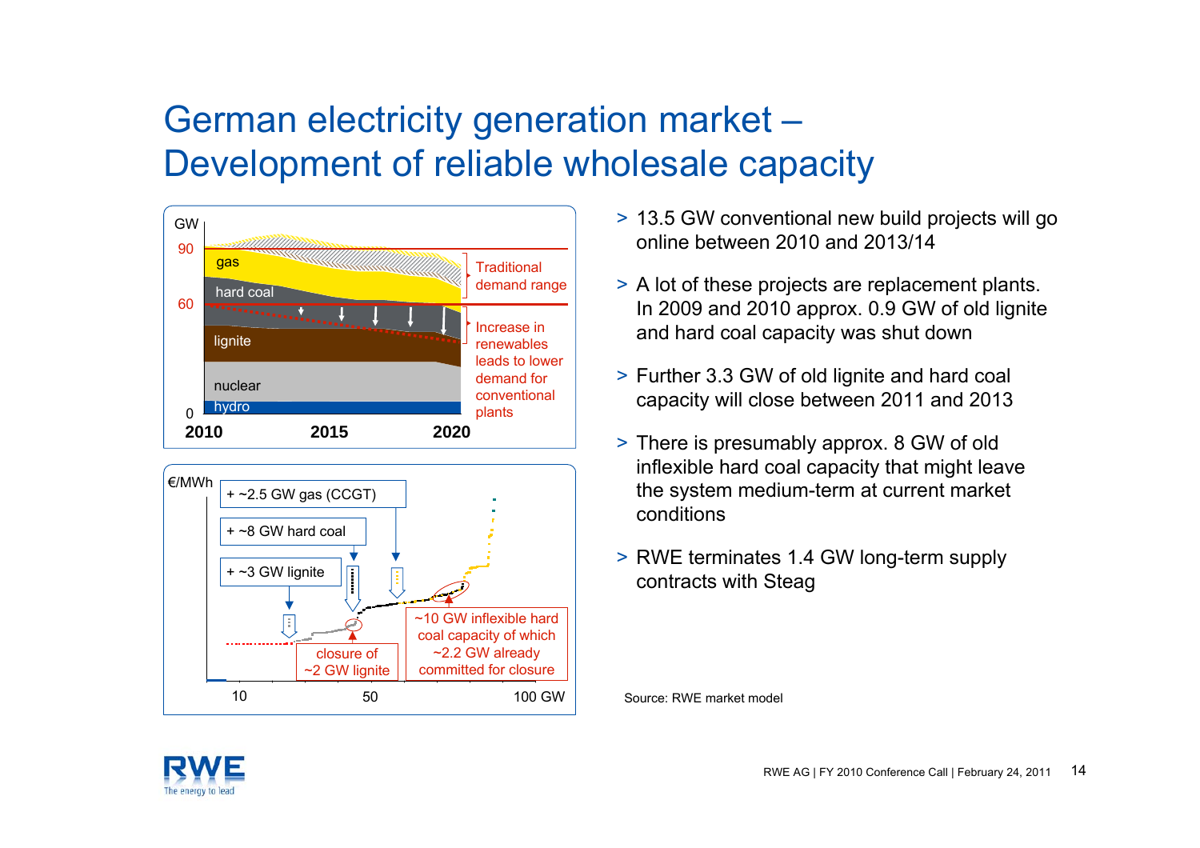# German electricity generation market – Development of reliable wholesale capacity

GW

90

60

0

gas

hard coal

lignite

nuclear

hydro

2010 2015 2020

Traditional demand range

Increase in renewables leads to lower demand for conventional plants

€/MWh

+ ~2.5 GW gas (CCGT)

+ ~8 GW hard coal

+ ~3 GW lignite

closure of ~2 GW lignite

~10 GW inflexible hard coal capacity of which ~2.2 GW already committed for closure

10 50 100 GW

- 13.5 GW conventional new build projects will go online between 2010 and 2013/14
- A lot of these projects are replacement plants. In 2009 and 2010 approx. 0.9 GW of old lignite and hard coal capacity was shut down
- Further 3.3 GW of old lignite and hard coal capacity will close between 2011 and 2013
- There is presumably approx. 8 GW of old inflexible hard coal capacity that might leave the system medium-term at current market conditions
- RWE terminates 1.4 GW long-term supply contracts with Steag

Source: RWE market model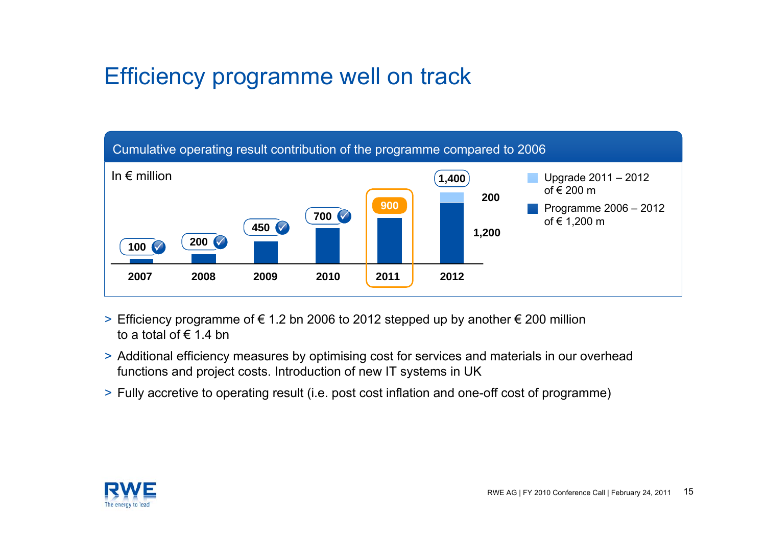# Efficiency programme well on track

## Cumulative operating result contribution of the programme compared to 2006

In € million

| Year | Cumulative contribution |
|---|---|
| 2007 | 100 ✓ |
| 2008 | 200 ✓ |
| 2009 | 450 ✓ |
| 2010 | 700 ✓ |
| 2011 | 900 |
| 2012 | 1,400 (1,200 + 200) |

- Upgrade 2011 – 2012 of € 200 m
- Programme 2006 – 2012 of € 1,200 m

> Efficiency programme of € 1.2 bn 2006 to 2012 stepped up by another € 200 million to a total of € 1.4 bn

> Additional efficiency measures by optimising cost for services and materials in our overhead functions and project costs. Introduction of new IT systems in UK

> Fully accretive to operating result (i.e. post cost inflation and one-off cost of programme)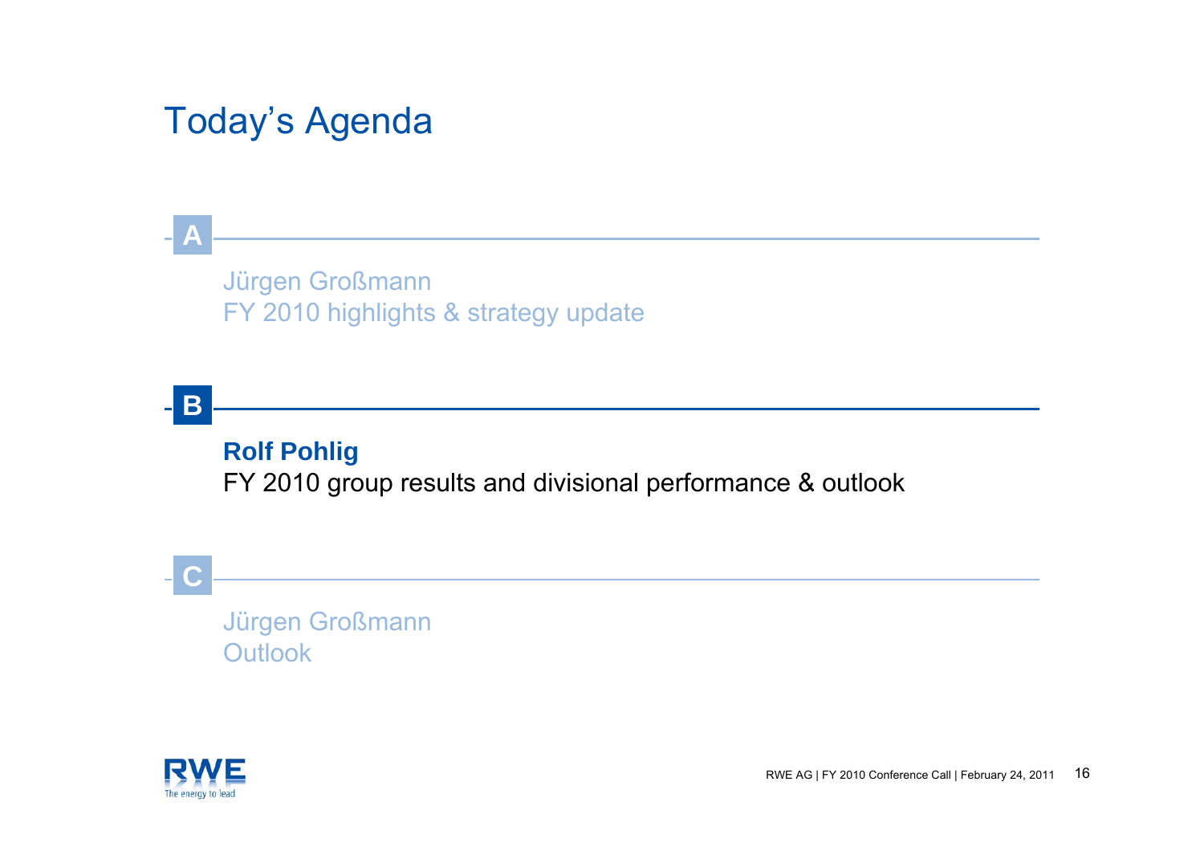# Today's Agenda

**A**

Jürgen Großmann
FY 2010 highlights & strategy update

**B**

**Rolf Pohlig**
FY 2010 group results and divisional performance & outlook

**C**

Jürgen Großmann
Outlook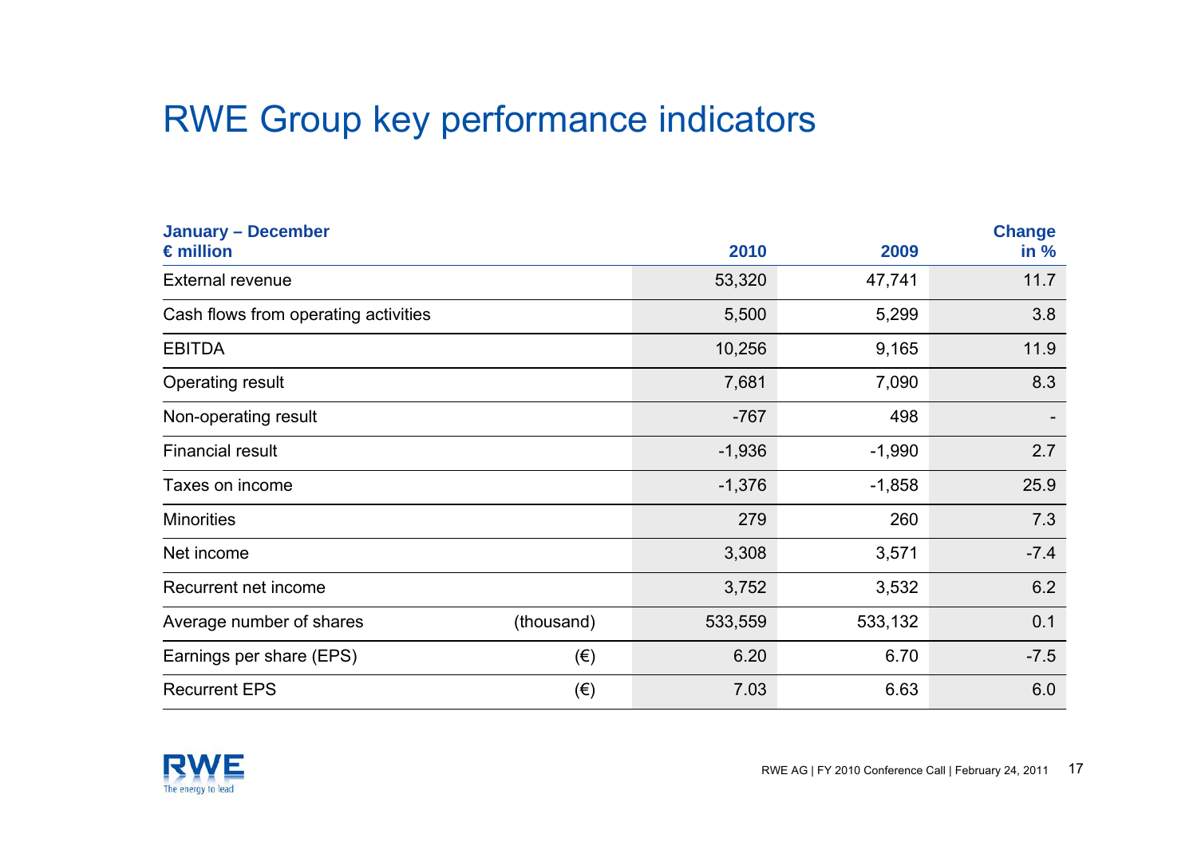# RWE Group key performance indicators

| January – December<br>€ million | | 2010 | 2009 | Change in % |
|---|---|---|---|---|
| External revenue | | 53,320 | 47,741 | 11.7 |
| Cash flows from operating activities | | 5,500 | 5,299 | 3.8 |
| EBITDA | | 10,256 | 9,165 | 11.9 |
| Operating result | | 7,681 | 7,090 | 8.3 |
| Non-operating result | | -767 | 498 | - |
| Financial result | | -1,936 | -1,990 | 2.7 |
| Taxes on income | | -1,376 | -1,858 | 25.9 |
| Minorities | | 279 | 260 | 7.3 |
| Net income | | 3,308 | 3,571 | -7.4 |
| Recurrent net income | | 3,752 | 3,532 | 6.2 |
| Average number of shares | (thousand) | 533,559 | 533,132 | 0.1 |
| Earnings per share (EPS) | (€) | 6.20 | 6.70 | -7.5 |
| Recurrent EPS | (€) | 7.03 | 6.63 | 6.0 |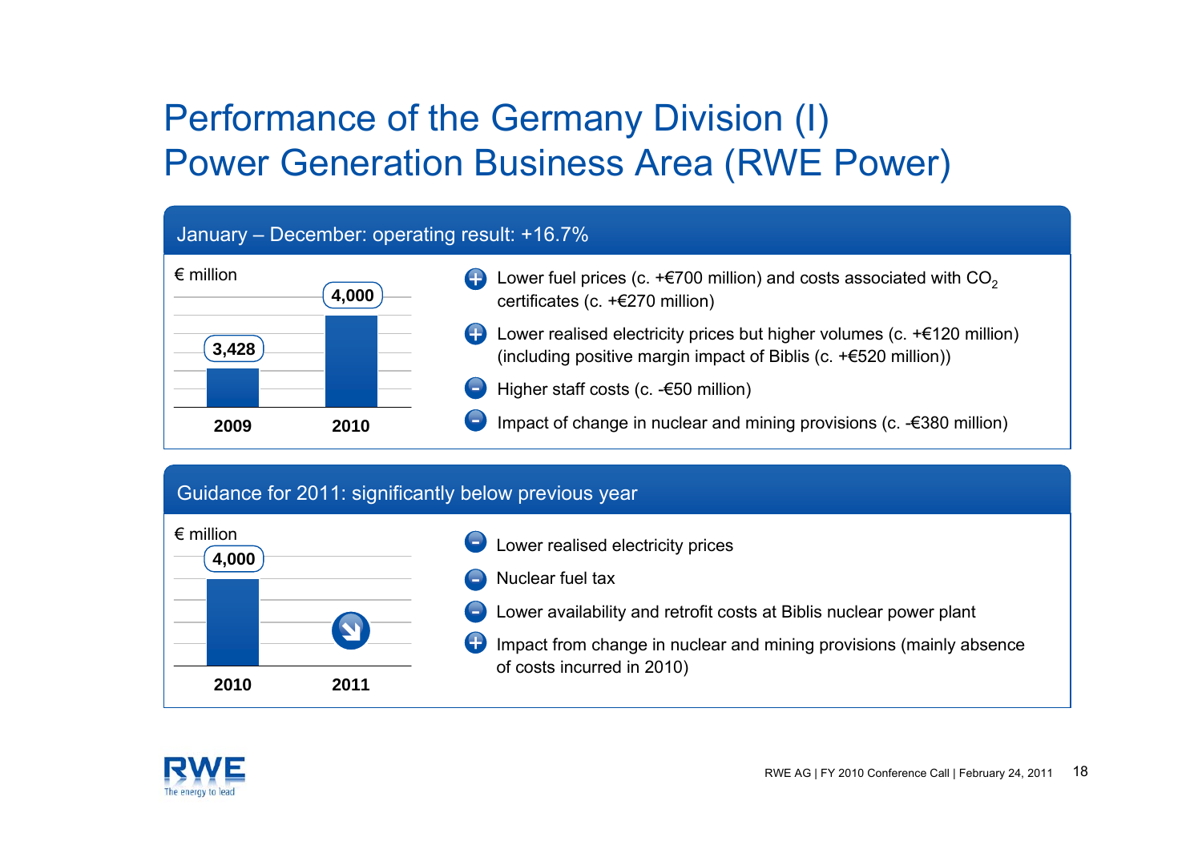# Performance of the Germany Division (I)
# Power Generation Business Area (RWE Power)

## January – December: operating result: +16.7%

€ million

| 2009 | 2010 |
|---|---|
| 3,428 | 4,000 |

- \+ Lower fuel prices (c. +€700 million) and costs associated with $CO_2$ certificates (c. +€270 million)
- \+ Lower realised electricity prices but higher volumes (c. +€120 million) (including positive margin impact of Biblis (c. +€520 million))
- − Higher staff costs (c. -€50 million)
- − Impact of change in nuclear and mining provisions (c. -€380 million)

## Guidance for 2011: significantly below previous year

€ million

| 2010 | 2011 |
|---|---|
| 4,000 | ↘ |

- − Lower realised electricity prices
- − Nuclear fuel tax
- − Lower availability and retrofit costs at Biblis nuclear power plant
- \+ Impact from change in nuclear and mining provisions (mainly absence of costs incurred in 2010)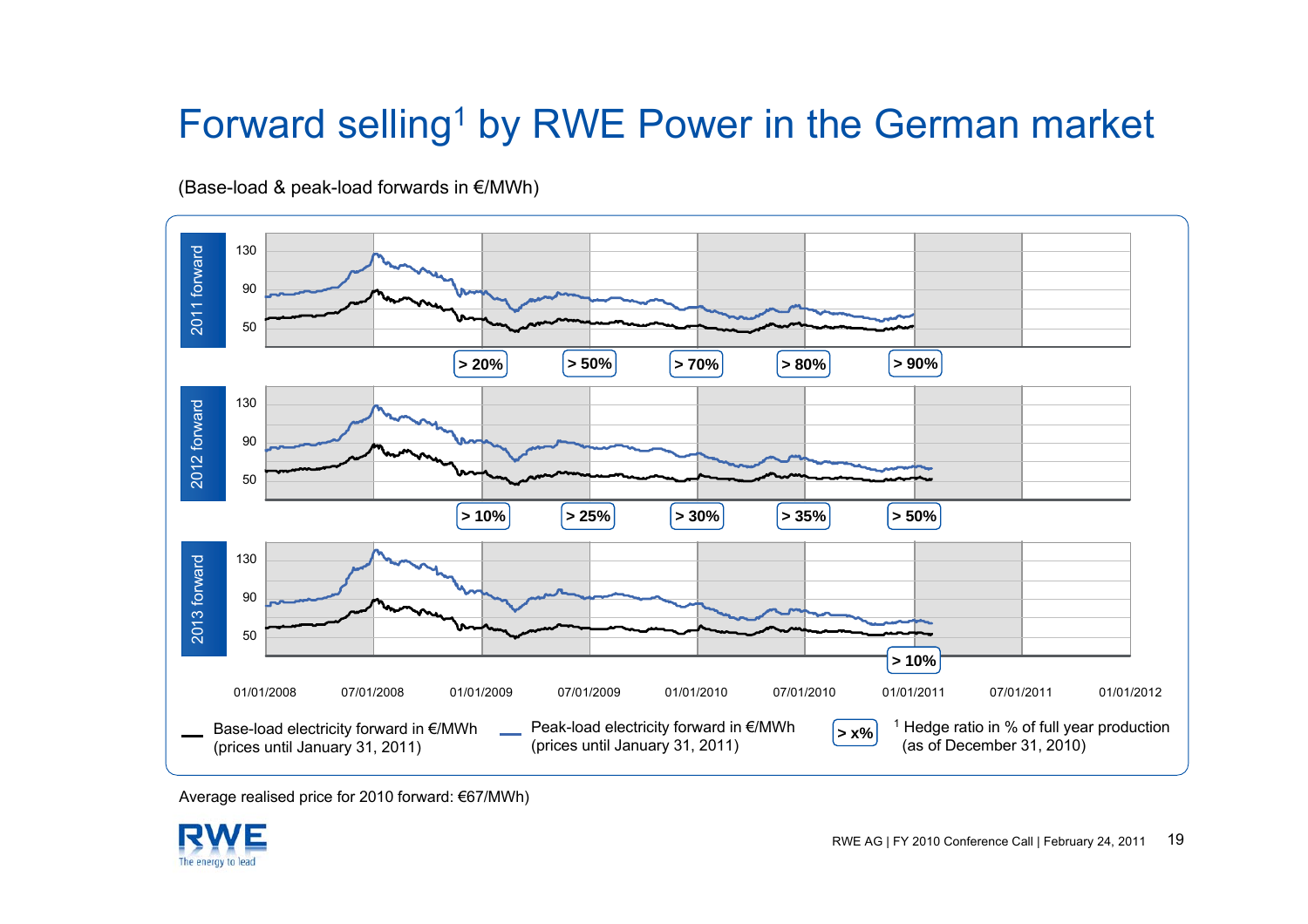# Forward selling[1] by RWE Power in the German market

(Base-load & peak-load forwards in €/MWh)

**2011 forward**

Hedge ratio: > 20% (01/01/2009), > 50% (07/01/2009), > 70% (01/01/2010), > 80% (07/01/2010), > 90% (01/01/2011)

**2012 forward**

Hedge ratio: > 10% (01/01/2009), > 25% (07/01/2009), > 30% (01/01/2010), > 35% (07/01/2010), > 50% (01/01/2011)

**2013 forward**

Hedge ratio: > 10% (01/01/2011)

Y-axis: 50, 90, 130

X-axis: 01/01/2008, 07/01/2008, 01/01/2009, 07/01/2009, 01/01/2010, 07/01/2010, 01/01/2011, 07/01/2011, 01/01/2012

— Base-load electricity forward in €/MWh (prices until January 31, 2011)

— Peak-load electricity forward in €/MWh (prices until January 31, 2011)

> x% [1] Hedge ratio in % of full year production (as of December 31, 2010)

Average realised price for 2010 forward: €67/MWh)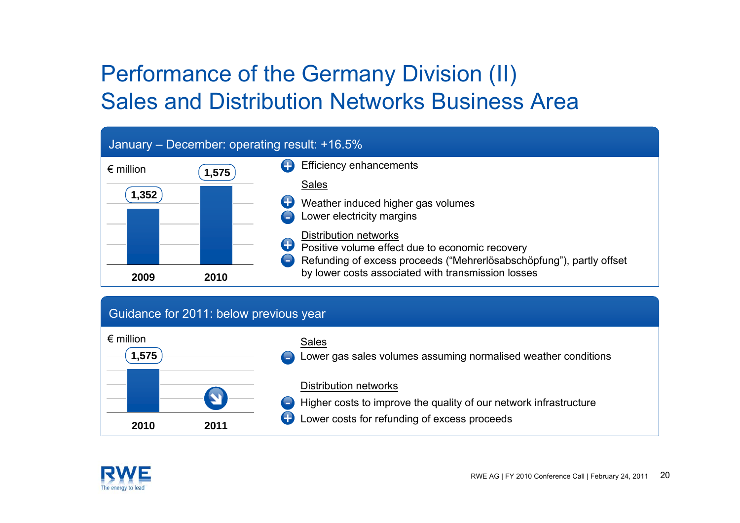# Performance of the Germany Division (II)
# Sales and Distribution Networks Business Area

## January – December: operating result: +16.5%

€ million

| | 2009 | 2010 |
|---|---|---|
| Operating result | 1,352 | 1,575 |

- (+) Efficiency enhancements

Sales

- (+) Weather induced higher gas volumes
- (–) Lower electricity margins

Distribution networks

- (+) Positive volume effect due to economic recovery
- (–) Refunding of excess proceeds ("Mehrerlösabschöpfung"), partly offset by lower costs associated with transmission losses

## Guidance for 2011: below previous year

€ million

| | 2010 | 2011 |
|---|---|---|
| Operating result | 1,575 | ↘ |

Sales

- (–) Lower gas sales volumes assuming normalised weather conditions

Distribution networks

- (–) Higher costs to improve the quality of our network infrastructure
- (+) Lower costs for refunding of excess proceeds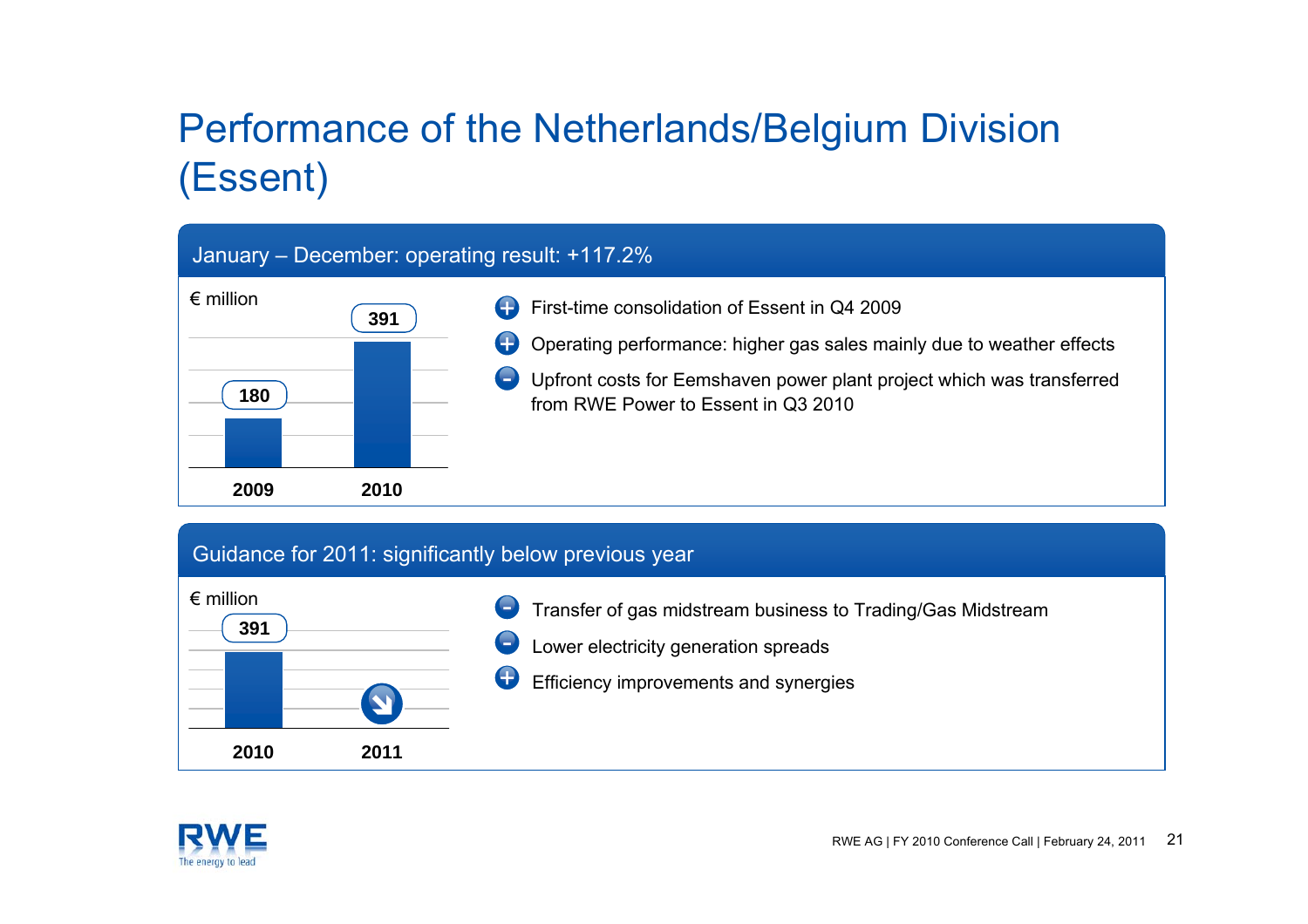# Performance of the Netherlands/Belgium Division (Essent)

## January – December: operating result: +117.2%

€ million

| 2009 | 2010 |
|---|---|
| 180 | 391 |

- + First-time consolidation of Essent in Q4 2009
- + Operating performance: higher gas sales mainly due to weather effects
- – Upfront costs for Eemshaven power plant project which was transferred from RWE Power to Essent in Q3 2010

## Guidance for 2011: significantly below previous year

€ million

| 2010 | 2011 |
|---|---|
| 391 | ↘ |

- – Transfer of gas midstream business to Trading/Gas Midstream
- – Lower electricity generation spreads
- + Efficiency improvements and synergies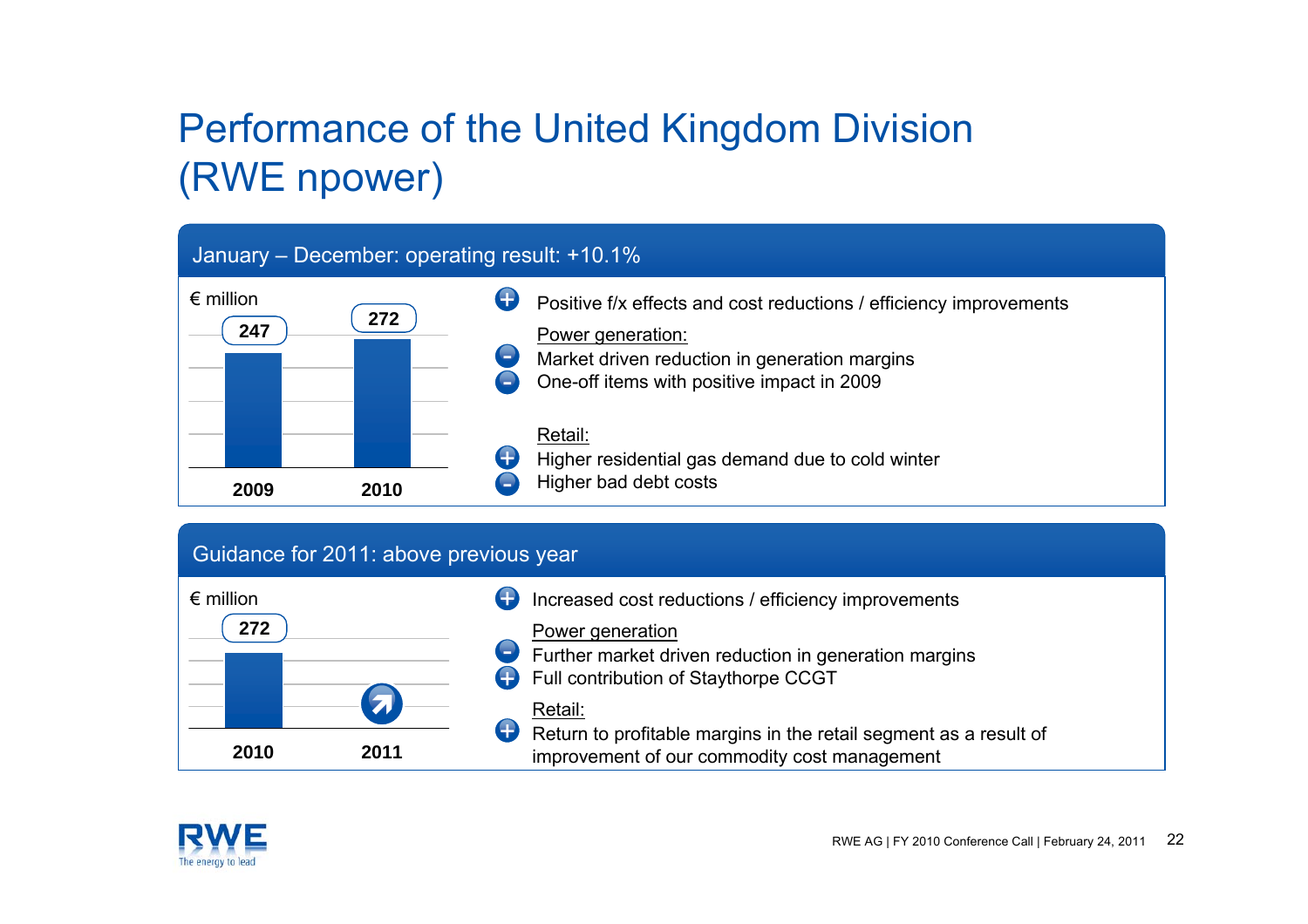# Performance of the United Kingdom Division (RWE npower)

## January – December: operating result: +10.1%

€ million

| 2009 | 2010 |
|---|---|
| 247 | 272 |

- (+) Positive f/x effects and cost reductions / efficiency improvements

Power generation:

- (–) Market driven reduction in generation margins
- (–) One-off items with positive impact in 2009

Retail:

- (+) Higher residential gas demand due to cold winter
- (–) Higher bad debt costs

## Guidance for 2011: above previous year

€ million

| 2010 | 2011 |
|---|---|
| 272 | ↗ |

- (+) Increased cost reductions / efficiency improvements

Power generation

- (–) Further market driven reduction in generation margins
- (+) Full contribution of Staythorpe CCGT

Retail:

- (+) Return to profitable margins in the retail segment as a result of improvement of our commodity cost management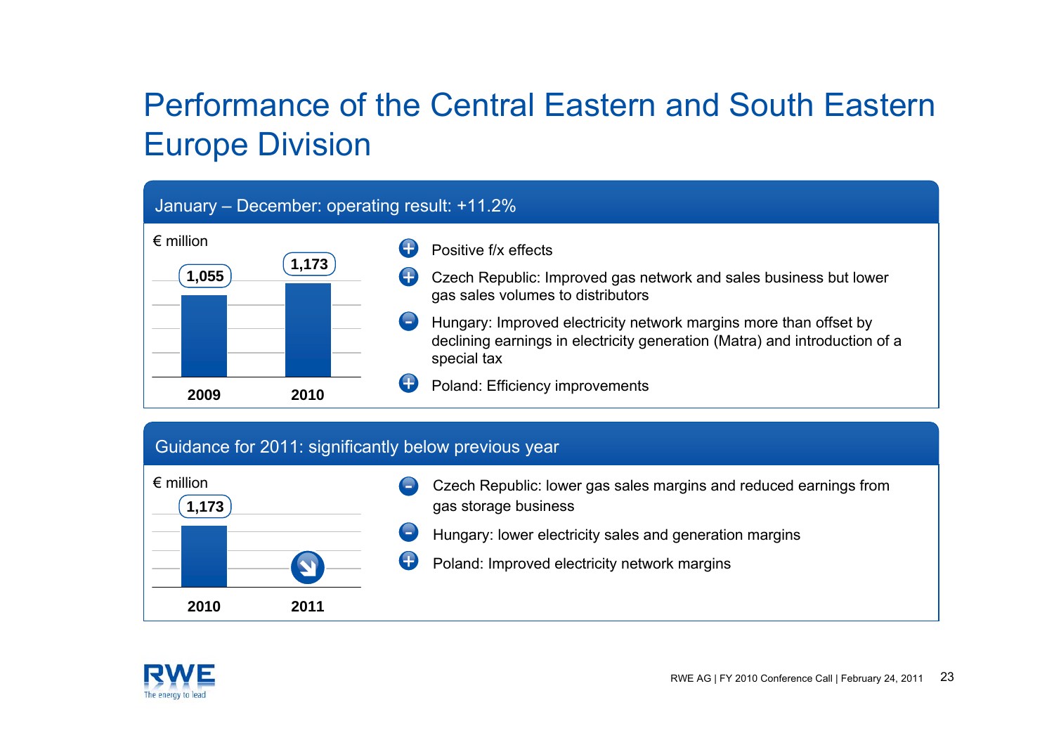# Performance of the Central Eastern and South Eastern Europe Division

## January – December: operating result: +11.2%

€ million

| 2009 | 2010 |
|---|---|
| 1,055 | 1,173 |

- **+** Positive f/x effects
- **+** Czech Republic: Improved gas network and sales business but lower gas sales volumes to distributors
- **-** Hungary: Improved electricity network margins more than offset by declining earnings in electricity generation (Matra) and introduction of a special tax
- **+** Poland: Efficiency improvements

## Guidance for 2011: significantly below previous year

€ million

| 2010 | 2011 |
|---|---|
| 1,173 | ↘ |

- **-** Czech Republic: lower gas sales margins and reduced earnings from gas storage business
- **-** Hungary: lower electricity sales and generation margins
- **+** Poland: Improved electricity network margins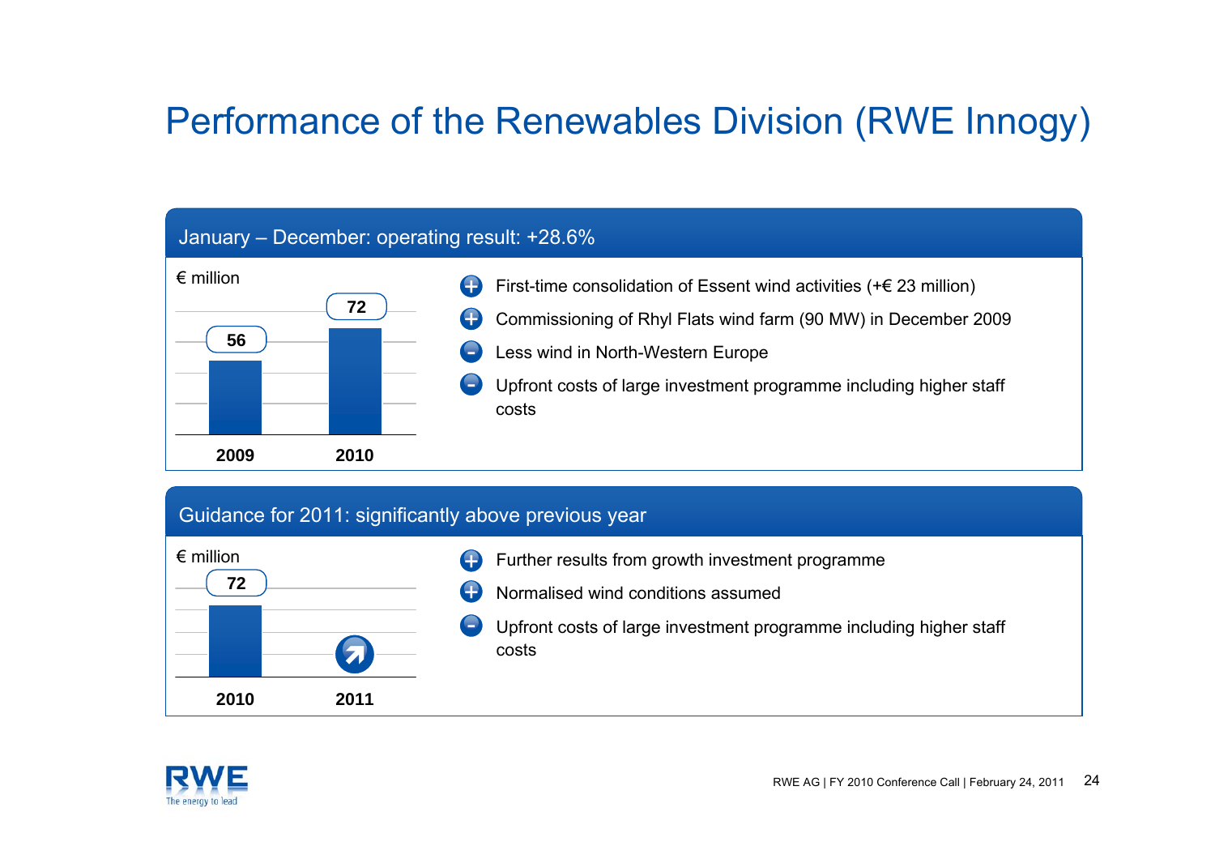# Performance of the Renewables Division (RWE Innogy)

## January – December: operating result: +28.6%

€ million

| | 2009 | 2010 |
|---|---|---|
| Operating result | 56 | 72 |

- (+) First-time consolidation of Essent wind activities (+€ 23 million)
- (+) Commissioning of Rhyl Flats wind farm (90 MW) in December 2009
- (-) Less wind in North-Western Europe
- (-) Upfront costs of large investment programme including higher staff costs

## Guidance for 2011: significantly above previous year

€ million

| | 2010 | 2011 |
|---|---|---|
| Operating result | 72 | ↗ |

- (+) Further results from growth investment programme
- (+) Normalised wind conditions assumed
- (-) Upfront costs of large investment programme including higher staff costs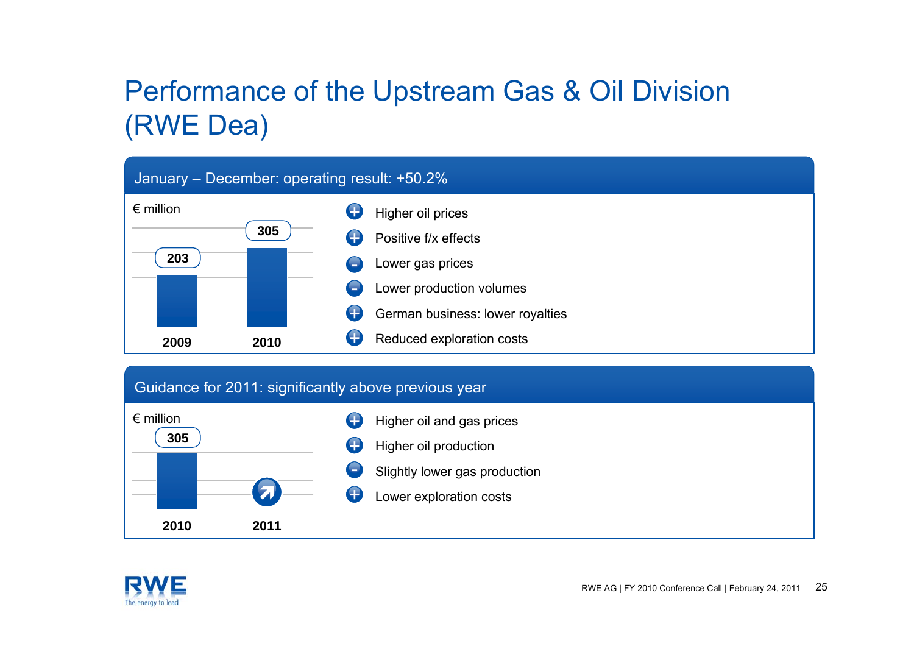# Performance of the Upstream Gas & Oil Division (RWE Dea)

## January – December: operating result: +50.2%

€ million

| | 2009 | 2010 |
|---|---|---|
| Operating result | 203 | 305 |

- (+) Higher oil prices
- (+) Positive f/x effects
- (−) Lower gas prices
- (−) Lower production volumes
- (+) German business: lower royalties
- (+) Reduced exploration costs

## Guidance for 2011: significantly above previous year

€ million

| | 2010 | 2011 |
|---|---|---|
| Operating result | 305 | ↗ |

- (+) Higher oil and gas prices
- (+) Higher oil production
- (−) Slightly lower gas production
- (+) Lower exploration costs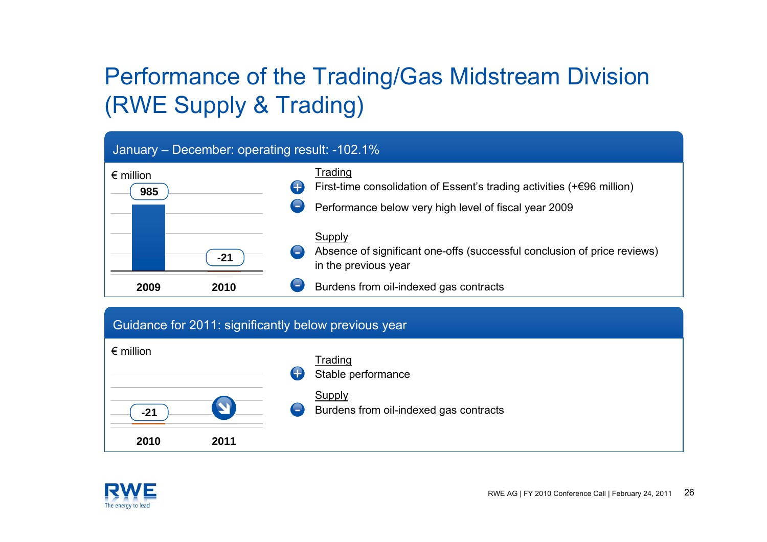# Performance of the Trading/Gas Midstream Division (RWE Supply & Trading)

## January – December: operating result: -102.1%

€ million

| 2009 | 2010 |
|---|---|
| 985 | -21 |

**Trading**

- (+) First-time consolidation of Essent's trading activities (+€96 million)
- (–) Performance below very high level of fiscal year 2009

**Supply**

- (–) Absence of significant one-offs (successful conclusion of price reviews) in the previous year
- (–) Burdens from oil-indexed gas contracts

## Guidance for 2011: significantly below previous year

€ million

| 2010 | 2011 |
|---|---|
| -21 | ↘ |

**Trading**

- (+) Stable performance

**Supply**

- (–) Burdens from oil-indexed gas contracts

RWE AG | FY 2010 Conference Call | February 24, 2011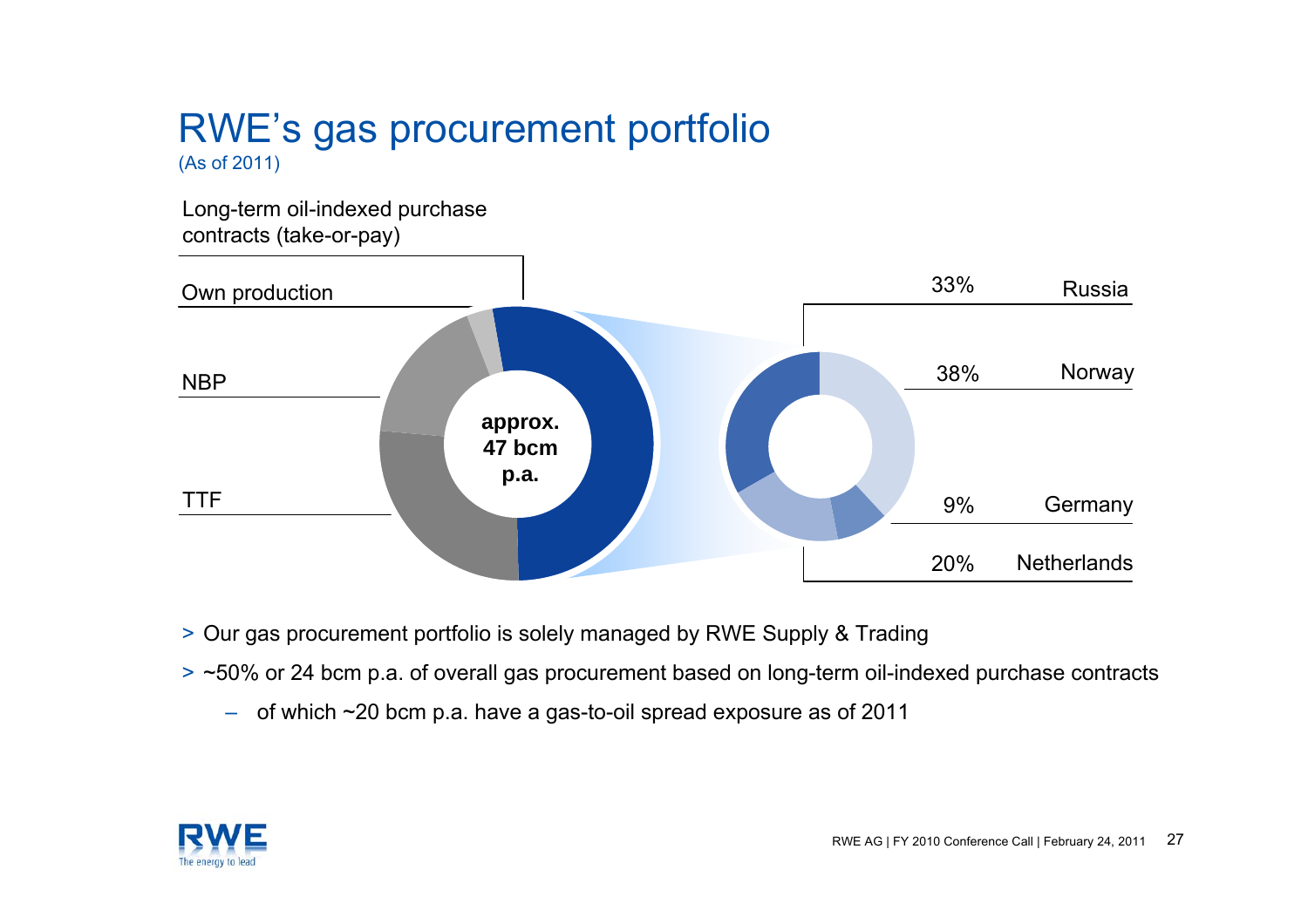# RWE's gas procurement portfolio

(As of 2011)

Long-term oil-indexed purchase contracts (take-or-pay)

Own production

NBP

TTF

**approx. 47 bcm p.a.**

| Share | Country |
| --- | --- |
| 33% | Russia |
| 38% | Norway |
| 9% | Germany |
| 20% | Netherlands |

- Our gas procurement portfolio is solely managed by RWE Supply & Trading
- ~50% or 24 bcm p.a. of overall gas procurement based on long-term oil-indexed purchase contracts
  - of which ~20 bcm p.a. have a gas-to-oil spread exposure as of 2011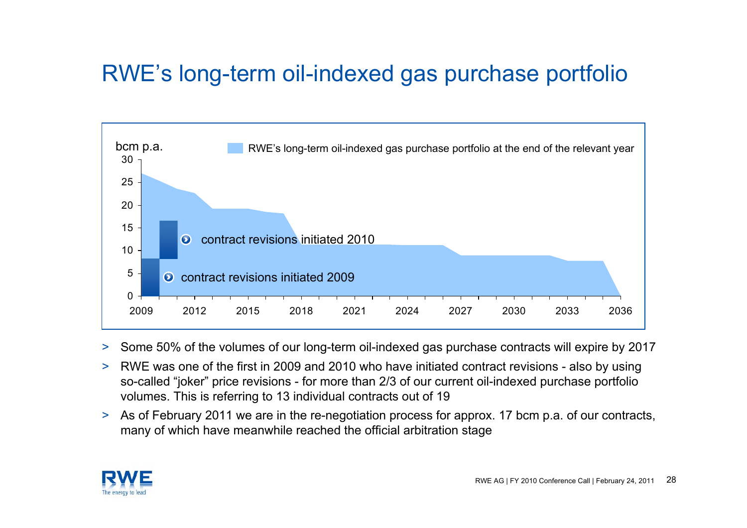# RWE's long-term oil-indexed gas purchase portfolio

bcm p.a.

RWE's long-term oil-indexed gas purchase portfolio at the end of the relevant year

contract revisions initiated 2010

contract revisions initiated 2009

- Some 50% of the volumes of our long-term oil-indexed gas purchase contracts will expire by 2017
- RWE was one of the first in 2009 and 2010 who have initiated contract revisions - also by using so-called "joker" price revisions - for more than 2/3 of our current oil-indexed purchase portfolio volumes. This is referring to 13 individual contracts out of 19
- As of February 2011 we are in the re-negotiation process for approx. 17 bcm p.a. of our contracts, many of which have meanwhile reached the official arbitration stage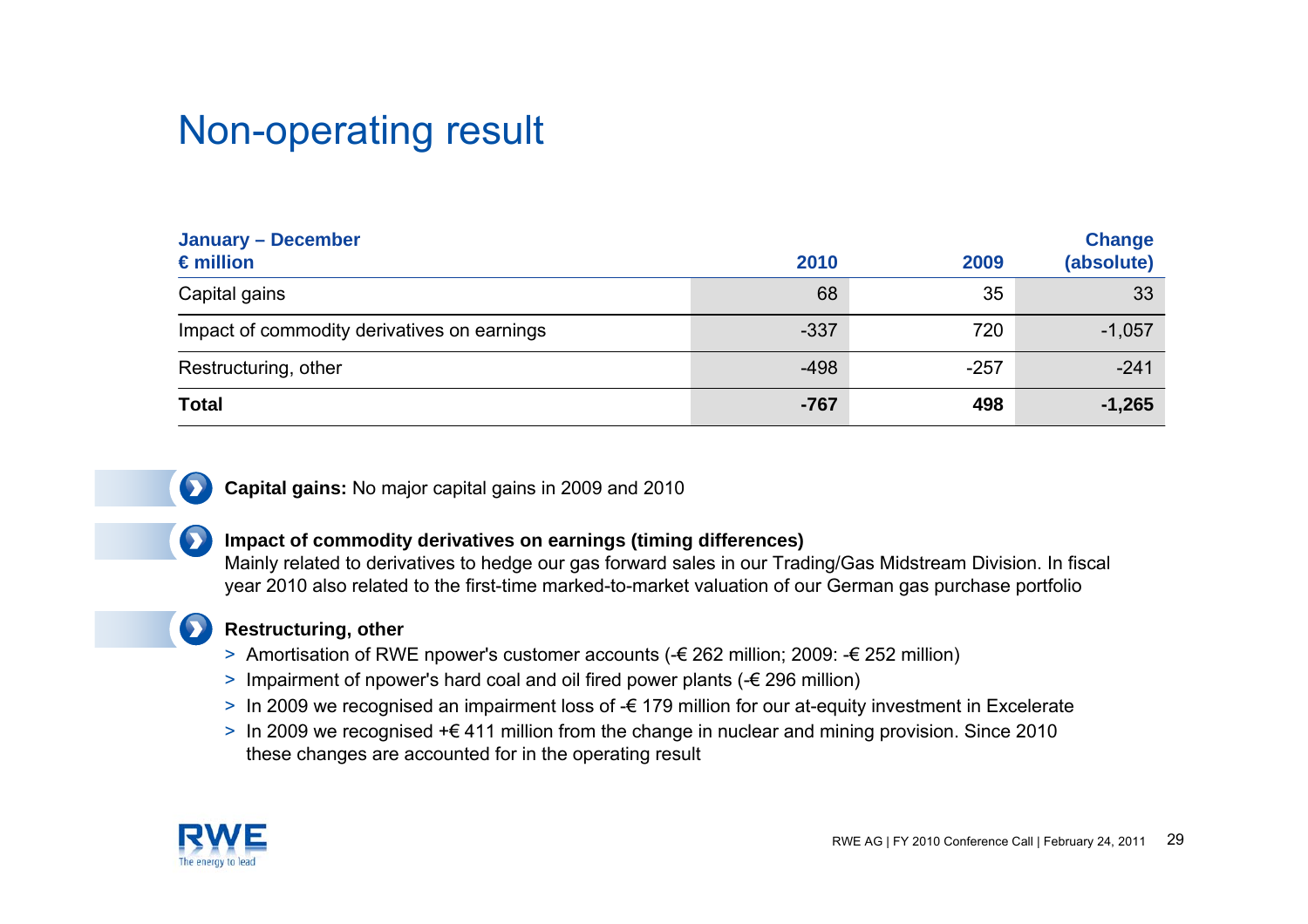# Non-operating result

| January – December<br>€ million | 2010 | 2009 | Change (absolute) |
|---|---|---|---|
| Capital gains | 68 | 35 | 33 |
| Impact of commodity derivatives on earnings | -337 | 720 | -1,057 |
| Restructuring, other | -498 | -257 | -241 |
| **Total** | **-767** | **498** | **-1,265** |

**Capital gains:** No major capital gains in 2009 and 2010

**Impact of commodity derivatives on earnings (timing differences)**
Mainly related to derivatives to hedge our gas forward sales in our Trading/Gas Midstream Division. In fiscal year 2010 also related to the first-time marked-to-market valuation of our German gas purchase portfolio

**Restructuring, other**

- Amortisation of RWE npower's customer accounts (-€ 262 million; 2009: -€ 252 million)
- Impairment of npower's hard coal and oil fired power plants (-€ 296 million)
- In 2009 we recognised an impairment loss of -€ 179 million for our at-equity investment in Excelerate
- In 2009 we recognised +€ 411 million from the change in nuclear and mining provision. Since 2010 these changes are accounted for in the operating result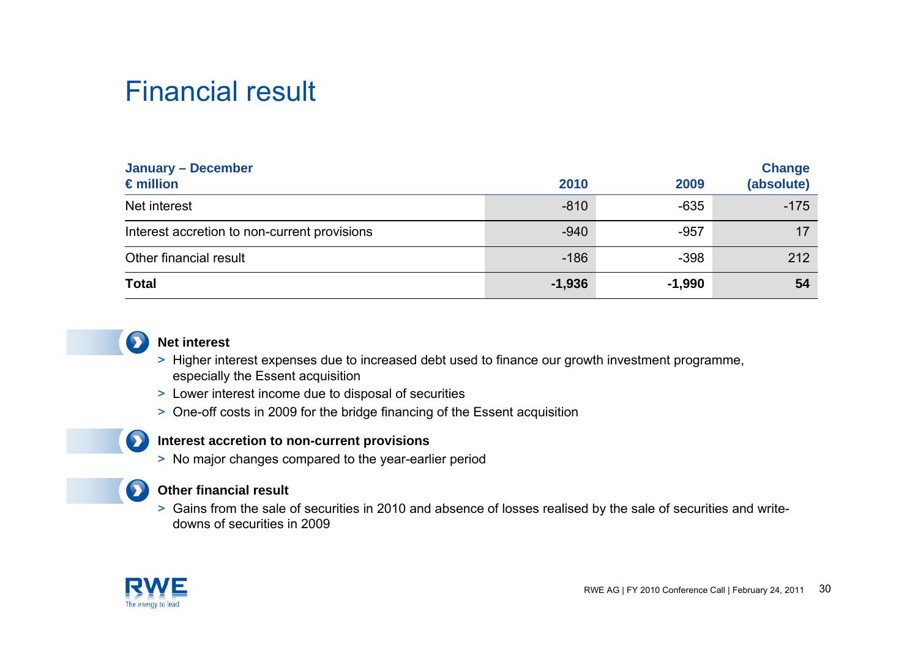# Financial result

| January – December<br>€ million | 2010 | 2009 | Change (absolute) |
|---|---|---|---|
| Net interest | -810 | -635 | -175 |
| Interest accretion to non-current provisions | -940 | -957 | 17 |
| Other financial result | -186 | -398 | 212 |
| **Total** | **-1,936** | **-1,990** | **54** |

**Net interest**

> Higher interest expenses due to increased debt used to finance our growth investment programme, especially the Essent acquisition

> Lower interest income due to disposal of securities

> One-off costs in 2009 for the bridge financing of the Essent acquisition

**Interest accretion to non-current provisions**

> No major changes compared to the year-earlier period

**Other financial result**

> Gains from the sale of securities in 2010 and absence of losses realised by the sale of securities and write-downs of securities in 2009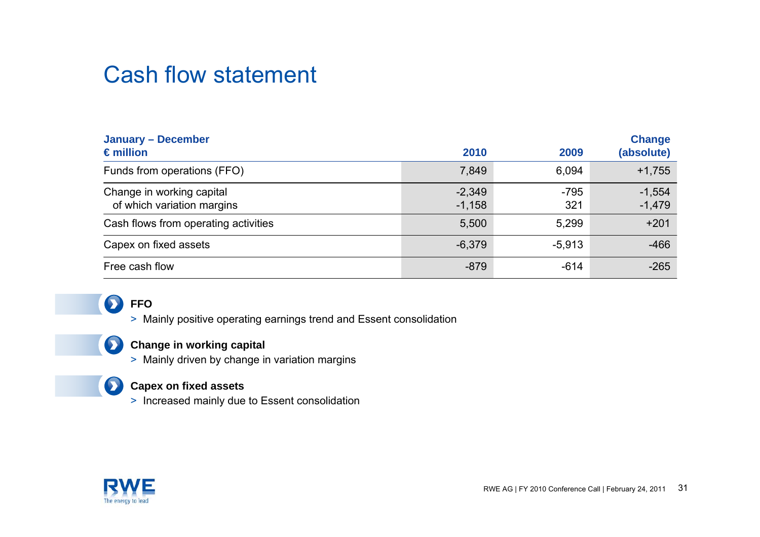# Cash flow statement

| January – December<br>€ million | 2010 | 2009 | Change (absolute) |
|---|---|---|---|
| Funds from operations (FFO) | 7,849 | 6,094 | +1,755 |
| Change in working capital | -2,349 | -795 | -1,554 |
| of which variation margins | -1,158 | 321 | -1,479 |
| Cash flows from operating activities | 5,500 | 5,299 | +201 |
| Capex on fixed assets | -6,379 | -5,913 | -466 |
| Free cash flow | -879 | -614 | -265 |

**FFO**

> Mainly positive operating earnings trend and Essent consolidation

**Change in working capital**

> Mainly driven by change in variation margins

**Capex on fixed assets**

> Increased mainly due to Essent consolidation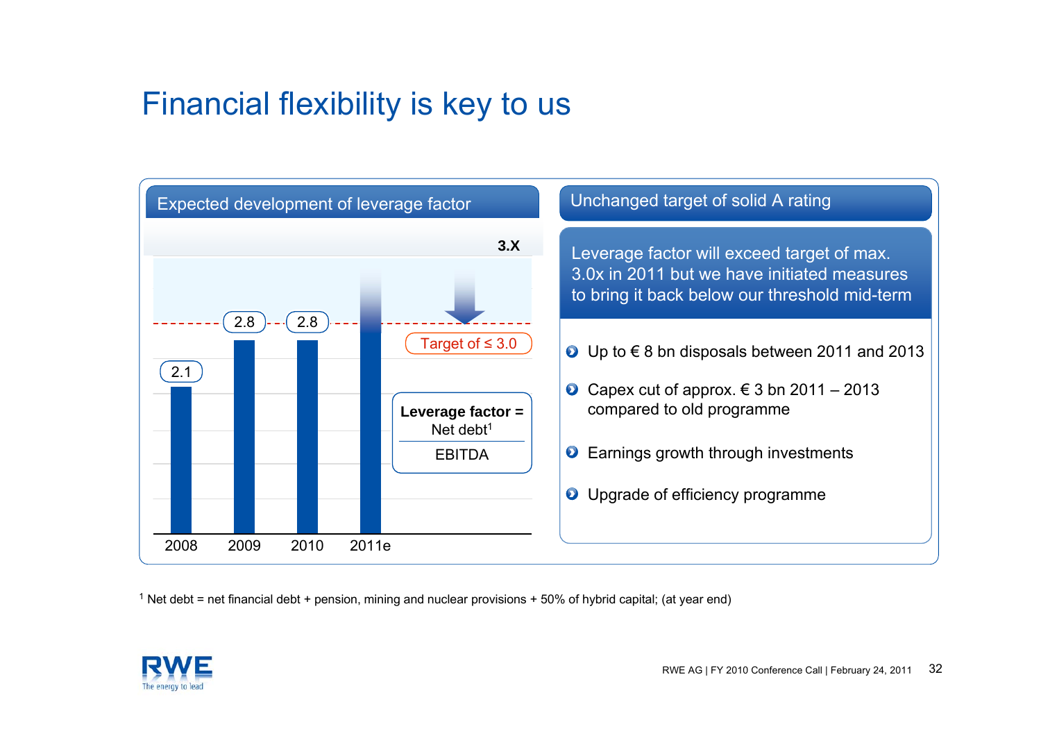# Financial flexibility is key to us

## Expected development of leverage factor

| | 2008 | 2009 | 2010 | 2011e |
|---|---|---|---|---|
| Leverage factor | 2.1 | 2.8 | 2.8 | 3.X |

Target of ≤ 3.0

**Leverage factor =** $\frac{\text{Net debt}^{1}}{\text{EBITDA}}$

## Unchanged target of solid A rating

Leverage factor will exceed target of max. 3.0x in 2011 but we have initiated measures to bring it back below our threshold mid-term

- Up to € 8 bn disposals between 2011 and 2013
- Capex cut of approx. € 3 bn 2011 – 2013 compared to old programme
- Earnings growth through investments
- Upgrade of efficiency programme

[1] Net debt = net financial debt + pension, mining and nuclear provisions + 50% of hybrid capital; (at year end)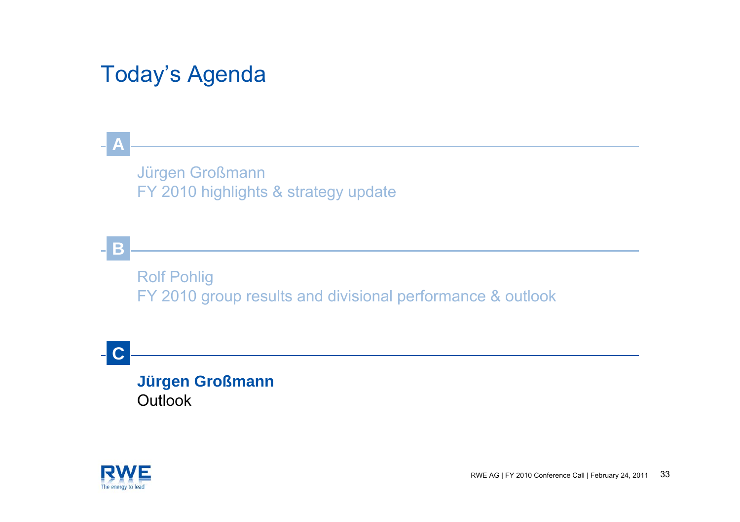# Today's Agenda

**A**

Jürgen Großmann
FY 2010 highlights & strategy update

**B**

Rolf Pohlig
FY 2010 group results and divisional performance & outlook

**C**

**Jürgen Großmann**
Outlook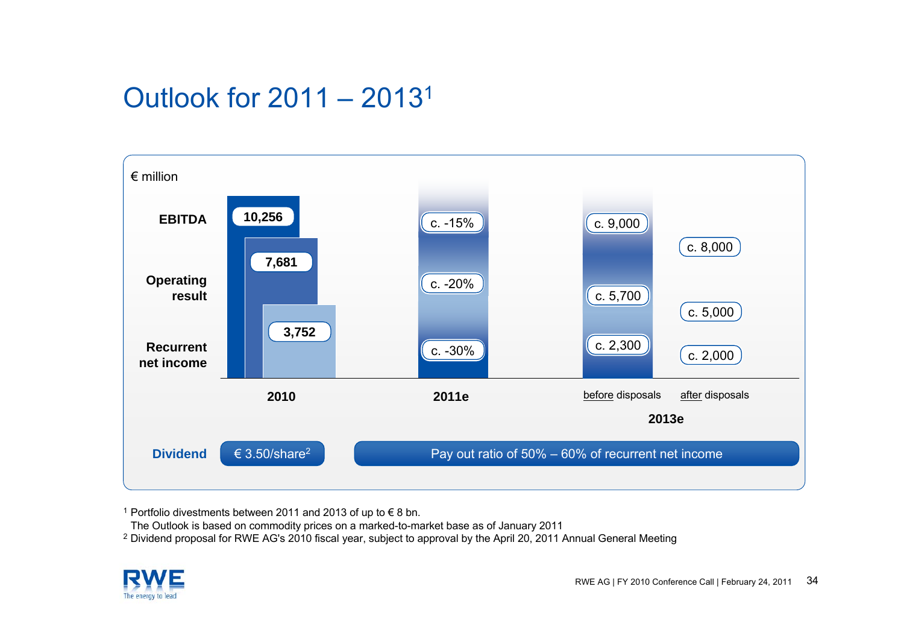# Outlook for 2011 – 2013[1]

€ million

| | 2010 | 2011e | 2013e before disposals | 2013e after disposals |
|---|---|---|---|---|
| EBITDA | 10,256 | c. -15% | c. 9,000 | c. 8,000 |
| Operating result | 7,681 | c. -20% | c. 5,700 | c. 5,000 |
| Recurrent net income | 3,752 | c. -30% | c. 2,300 | c. 2,000 |
| **Dividend** | € 3.50/share[2] | Pay out ratio of 50% – 60% of recurrent net income | | |

[1] Portfolio divestments between 2011 and 2013 of up to € 8 bn.
The Outlook is based on commodity prices on a marked-to-market base as of January 2011

[2] Dividend proposal for RWE AG's 2010 fiscal year, subject to approval by the April 20, 2011 Annual General Meeting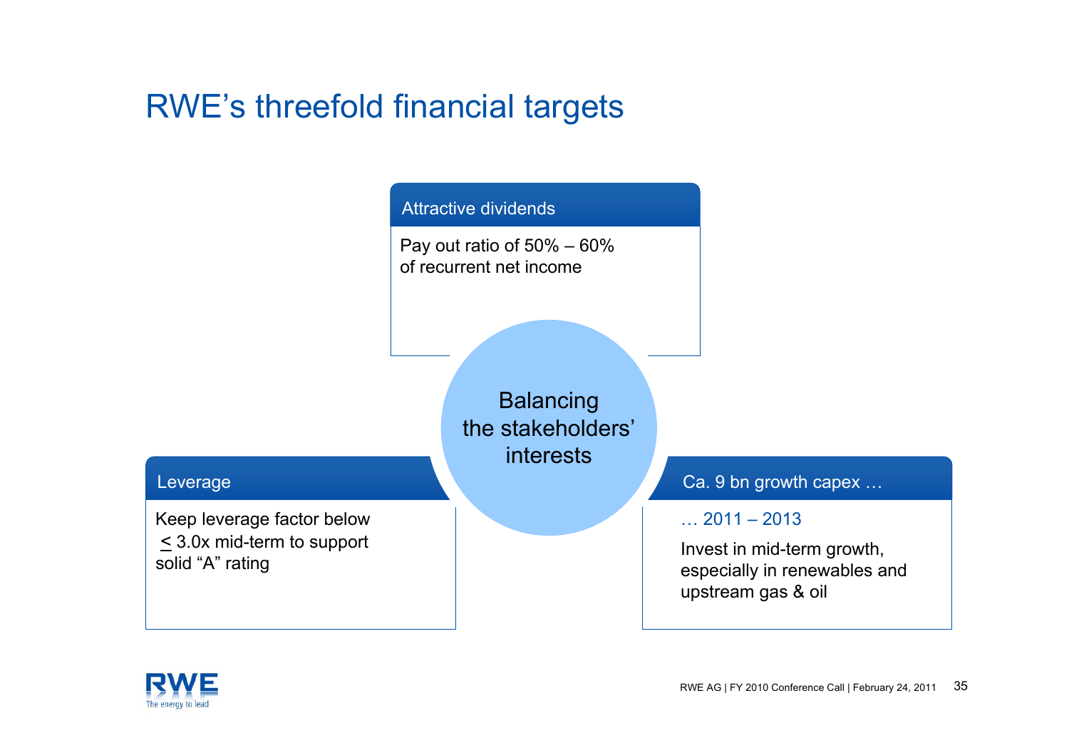# RWE's threefold financial targets

### Attractive dividends

Pay out ratio of 50% – 60% of recurrent net income

**Balancing the stakeholders' interests**

### Leverage

Keep leverage factor below ≤ 3.0x mid-term to support solid "A" rating

### Ca. 9 bn growth capex …

… 2011 – 2013

Invest in mid-term growth, especially in renewables and upstream gas & oil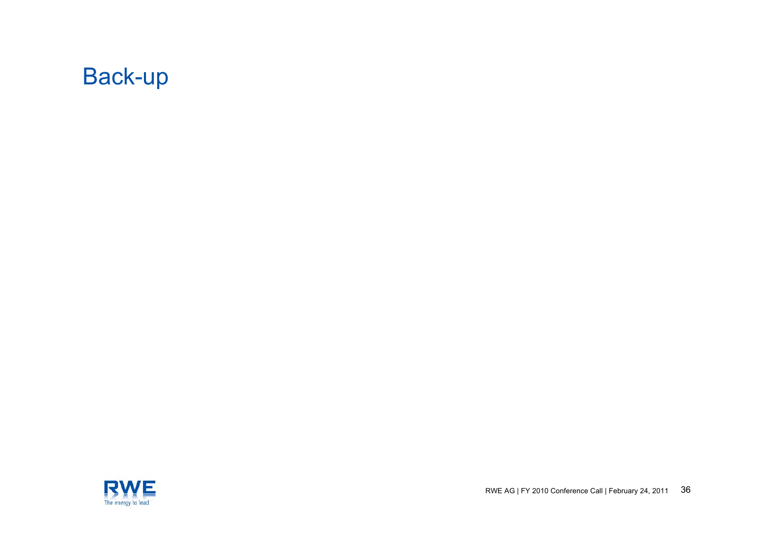# Back-up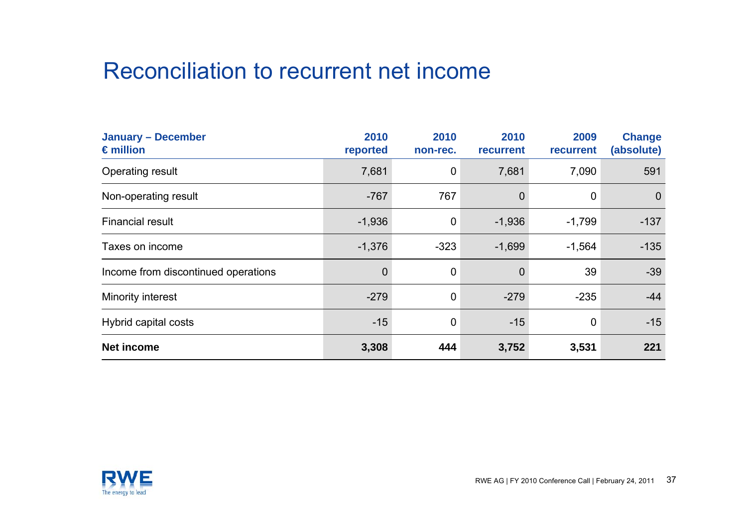# Reconciliation to recurrent net income

| January – December<br>€ million | 2010<br>reported | 2010<br>non-rec. | 2010<br>recurrent | 2009<br>recurrent | Change<br>(absolute) |
|---|---|---|---|---|---|
| Operating result | 7,681 | 0 | 7,681 | 7,090 | 591 |
| Non-operating result | -767 | 767 | 0 | 0 | 0 |
| Financial result | -1,936 | 0 | -1,936 | -1,799 | -137 |
| Taxes on income | -1,376 | -323 | -1,699 | -1,564 | -135 |
| Income from discontinued operations | 0 | 0 | 0 | 39 | -39 |
| Minority interest | -279 | 0 | -279 | -235 | -44 |
| Hybrid capital costs | -15 | 0 | -15 | 0 | -15 |
| **Net income** | **3,308** | **444** | **3,752** | **3,531** | **221** |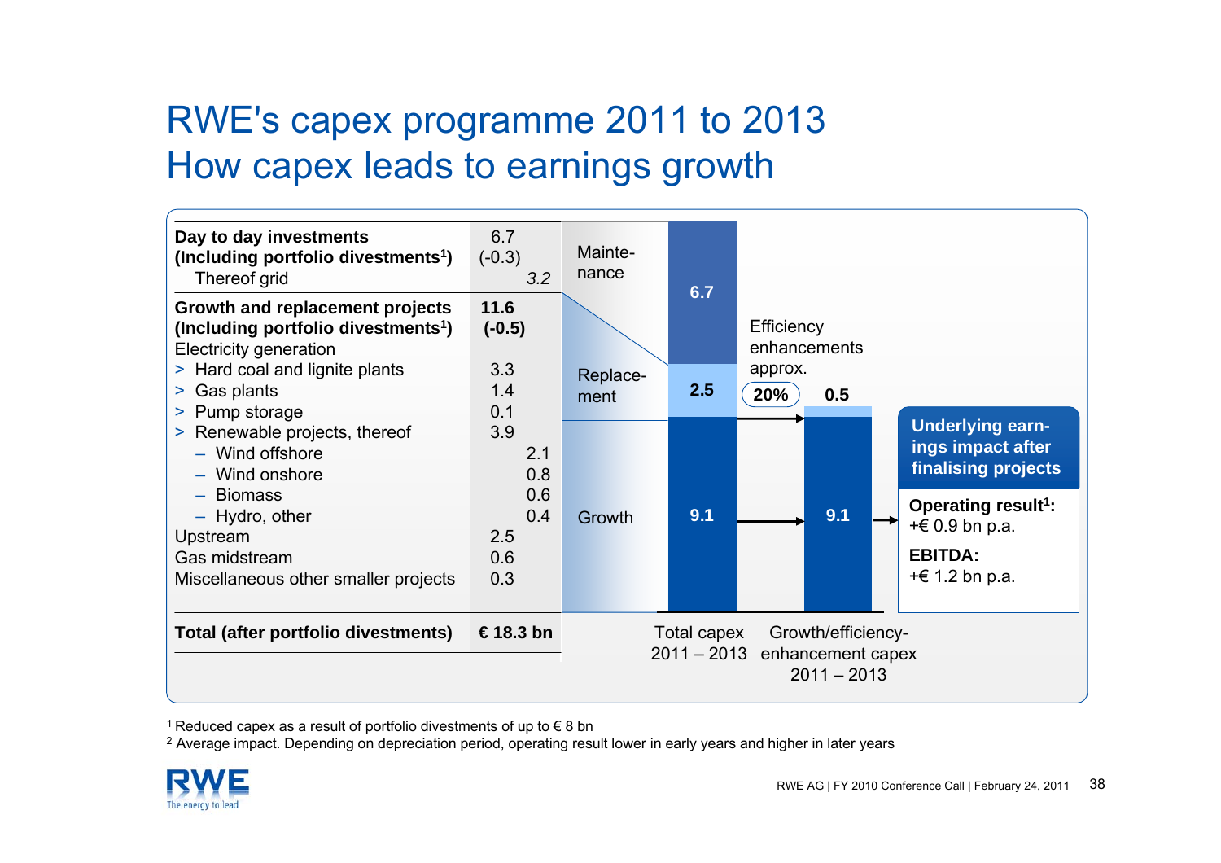# RWE's capex programme 2011 to 2013
# How capex leads to earnings growth

| | | |
|---|---|---|
| **Day to day investments** | 6.7 | |
| **(Including portfolio divestments[1])** | (-0.3) | |
| Thereof grid | | *3.2* |
| **Growth and replacement projects** | **11.6** | |
| **(Including portfolio divestments[1])** | **(-0.5)** | |
| Electricity generation | | |
| > Hard coal and lignite plants | 3.3 | |
| > Gas plants | 1.4 | |
| > Pump storage | 0.1 | |
| > Renewable projects, thereof | 3.9 | |
| – Wind offshore | | 2.1 |
| – Wind onshore | | 0.8 |
| – Biomass | | 0.6 |
| – Hydro, other | | 0.4 |
| Upstream | 2.5 | |
| Gas midstream | 0.6 | |
| Miscellaneous other smaller projects | 0.3 | |
| **Total (after portfolio divestments)** | **€ 18.3 bn** | |

| | Total capex 2011 – 2013 | Growth/efficiency-enhancement capex 2011 – 2013 |
|---|---|---|
| Maintenance | 6.7 | |
| Replacement | 2.5 | 0.5 (Efficiency enhancements approx. 20%) |
| Growth | 9.1 | 9.1 |

**Underlying earnings impact after finalising projects**

**Operating result[1]:** +€ 0.9 bn p.a.

**EBITDA:** +€ 1.2 bn p.a.

[1] Reduced capex as a result of portfolio divestments of up to € 8 bn

[2] Average impact. Depending on depreciation period, operating result lower in early years and higher in later years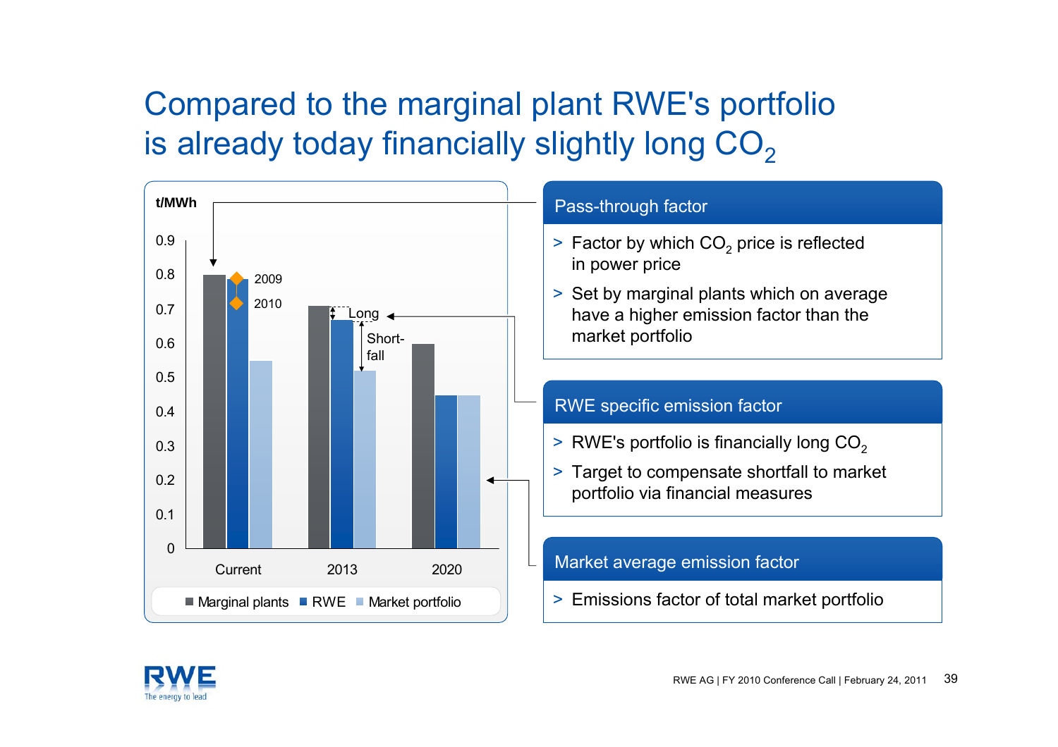# Compared to the marginal plant RWE's portfolio is already today financially slightly long $CO_2$

t/MWh

| | Marginal plants | RWE | Market portfolio |
|---|---|---|---|
| Current | 0.8 | 2009, 2010 | 0.55 |
| 2013 | 0.71 | 0.67 | 0.52 |
| 2020 | 0.6 | 0.45 | 0.45 |

Long
Short-fall

## Pass-through factor

- > Factor by which $CO_2$ price is reflected in power price
- > Set by marginal plants which on average have a higher emission factor than the market portfolio

## RWE specific emission factor

- > RWE's portfolio is financially long $CO_2$
- > Target to compensate shortfall to market portfolio via financial measures

## Market average emission factor

- > Emissions factor of total market portfolio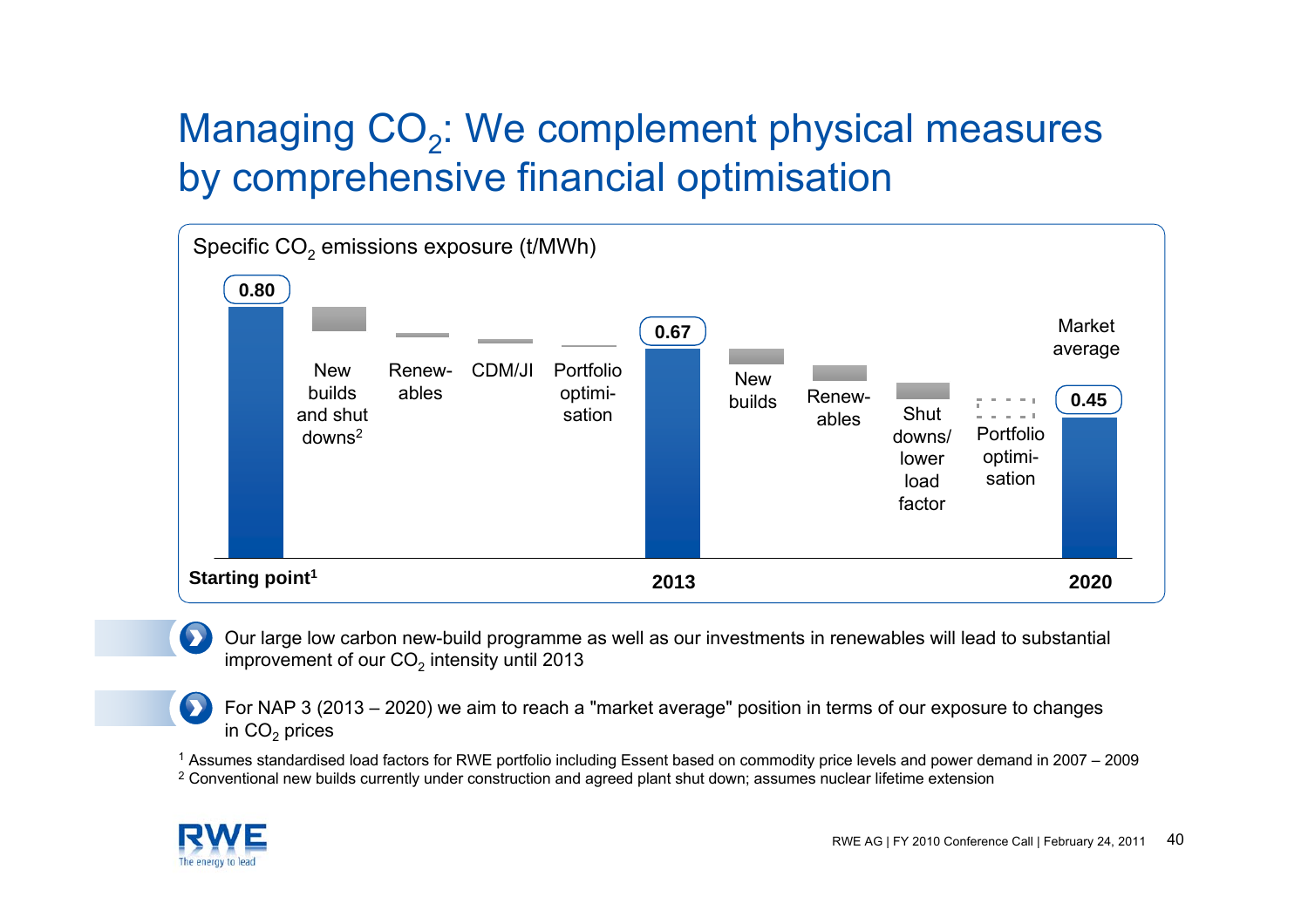# Managing $CO_2$: We complement physical measures by comprehensive financial optimisation

Specific $CO_2$ emissions exposure (t/MWh)

| Starting point[1] | New builds and shut downs[2] | Renew-ables | CDM/JI | Portfolio optimi-sation | 2013 | New builds | Renew-ables | Shut downs/ lower load factor | Portfolio optimi-sation | 2020 (Market average) |
|---|---|---|---|---|---|---|---|---|---|---|
| 0.80 | | | | | 0.67 | | | | | 0.45 |

- Our large low carbon new-build programme as well as our investments in renewables will lead to substantial improvement of our $CO_2$ intensity until 2013
- For NAP 3 (2013 – 2020) we aim to reach a "market average" position in terms of our exposure to changes in $CO_2$ prices

[1] Assumes standardised load factors for RWE portfolio including Essent based on commodity price levels and power demand in 2007 – 2009
[2] Conventional new builds currently under construction and agreed plant shut down; assumes nuclear lifetime extension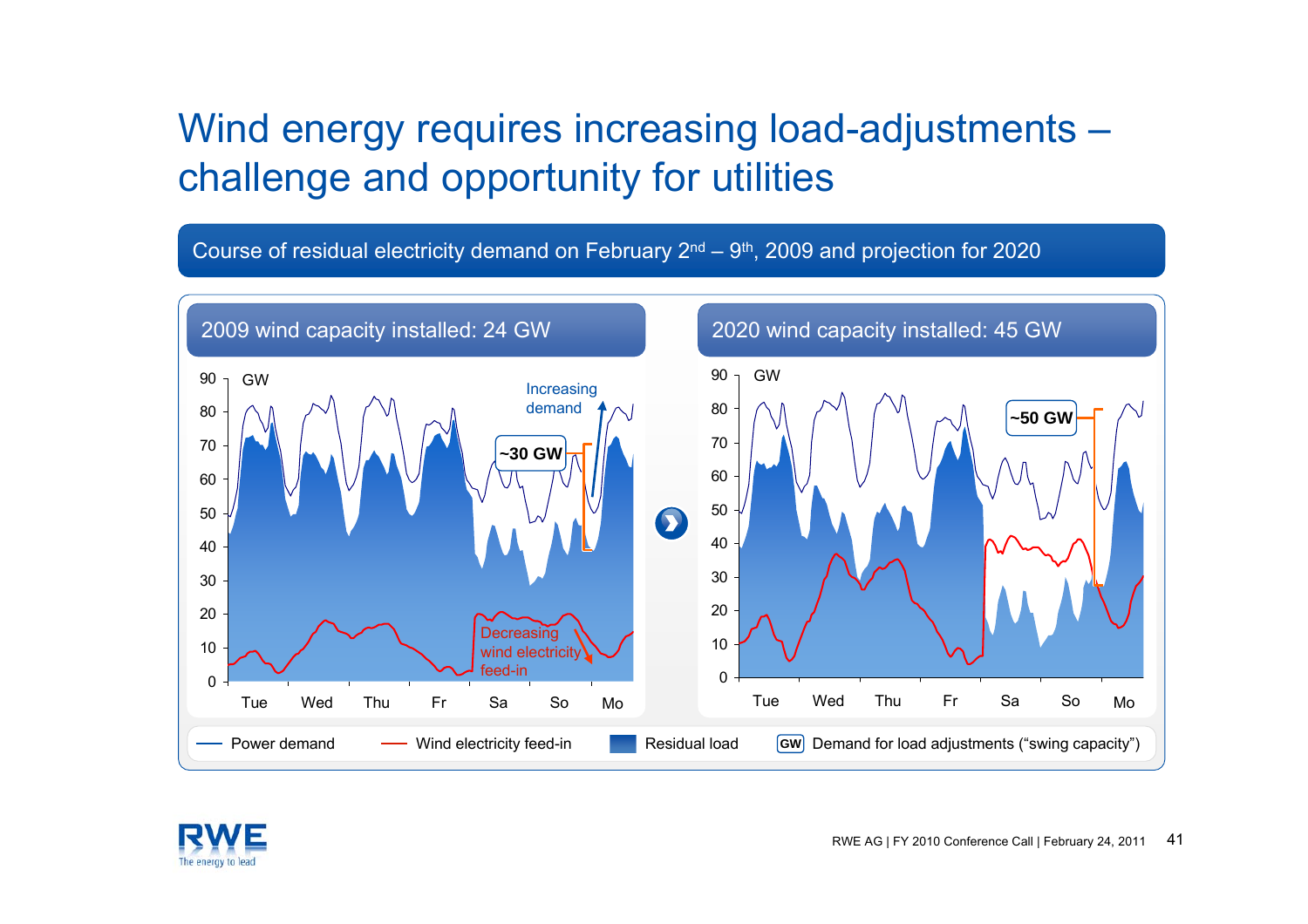# Wind energy requires increasing load-adjustments – challenge and opportunity for utilities

Course of residual electricity demand on February 2nd – 9th, 2009 and projection for 2020

**2009 wind capacity installed: 24 GW**

GW

Increasing demand

~30 GW

Decreasing wind electricity feed-in

Tue Wed Thu Fr Sa So Mo

**2020 wind capacity installed: 45 GW**

GW

~50 GW

Tue Wed Thu Fr Sa So Mo

Power demand — Wind electricity feed-in — Residual load — GW Demand for load adjustments ("swing capacity")

RWE AG | FY 2010 Conference Call | February 24, 2011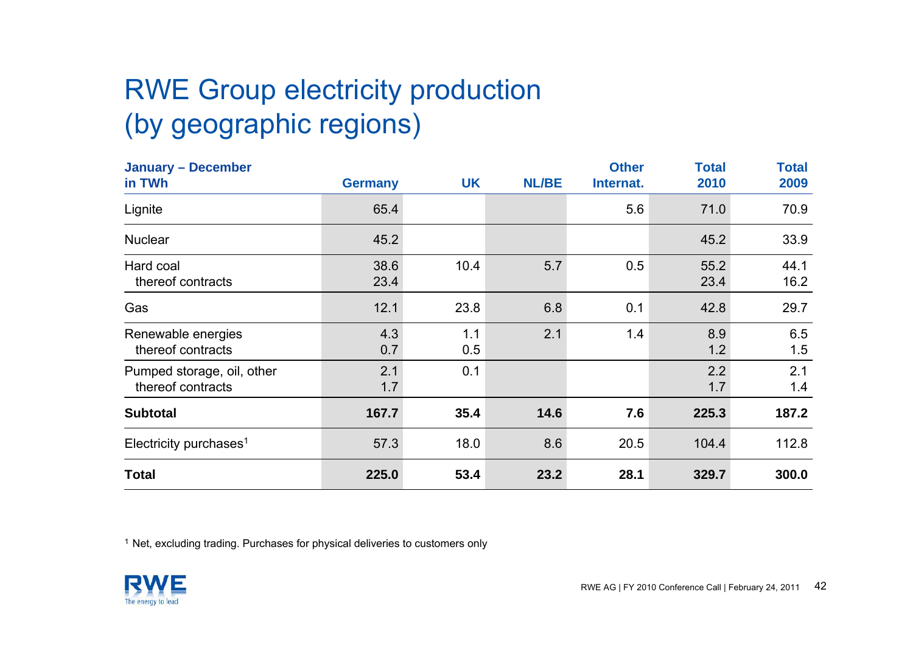# RWE Group electricity production (by geographic regions)

| January – December in TWh | Germany | UK | NL/BE | Other Internat. | Total 2010 | Total 2009 |
|---|---|---|---|---|---|---|
| Lignite | 65.4 | | | 5.6 | 71.0 | 70.9 |
| Nuclear | 45.2 | | | | 45.2 | 33.9 |
| Hard coal | 38.6 | 10.4 | 5.7 | 0.5 | 55.2 | 44.1 |
| thereof contracts | 23.4 | | | | 23.4 | 16.2 |
| Gas | 12.1 | 23.8 | 6.8 | 0.1 | 42.8 | 29.7 |
| Renewable energies | 4.3 | 1.1 | 2.1 | 1.4 | 8.9 | 6.5 |
| thereof contracts | 0.7 | 0.5 | | | 1.2 | 1.5 |
| Pumped storage, oil, other | 2.1 | 0.1 | | | 2.2 | 2.1 |
| thereof contracts | 1.7 | | | | 1.7 | 1.4 |
| **Subtotal** | **167.7** | **35.4** | **14.6** | **7.6** | **225.3** | **187.2** |
| Electricity purchases[1] | 57.3 | 18.0 | 8.6 | 20.5 | 104.4 | 112.8 |
| **Total** | **225.0** | **53.4** | **23.2** | **28.1** | **329.7** | **300.0** |

[1] Net, excluding trading. Purchases for physical deliveries to customers only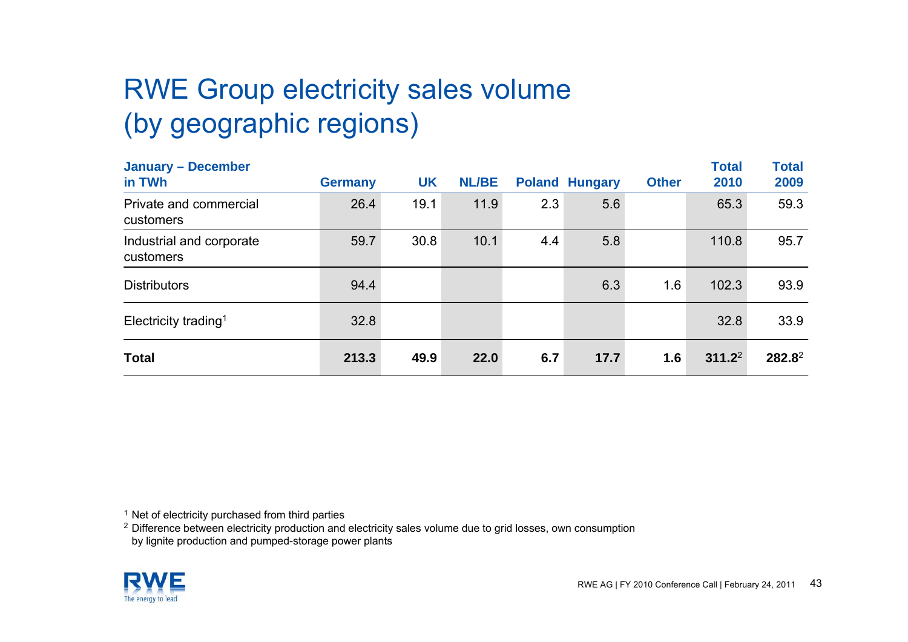# RWE Group electricity sales volume (by geographic regions)

| January – December in TWh | Germany | UK | NL/BE | Poland | Hungary | Other | Total 2010 | Total 2009 |
|---|---|---|---|---|---|---|---|---|
| Private and commercial customers | 26.4 | 19.1 | 11.9 | 2.3 | 5.6 | | 65.3 | 59.3 |
| Industrial and corporate customers | 59.7 | 30.8 | 10.1 | 4.4 | 5.8 | | 110.8 | 95.7 |
| Distributors | 94.4 | | | | 6.3 | 1.6 | 102.3 | 93.9 |
| Electricity trading[1] | 32.8 | | | | | | 32.8 | 33.9 |
| **Total** | **213.3** | **49.9** | **22.0** | **6.7** | **17.7** | **1.6** | **311.2**[2] | **282.8**[2] |

[1] Net of electricity purchased from third parties

[2] Difference between electricity production and electricity sales volume due to grid losses, own consumption by lignite production and pumped-storage power plants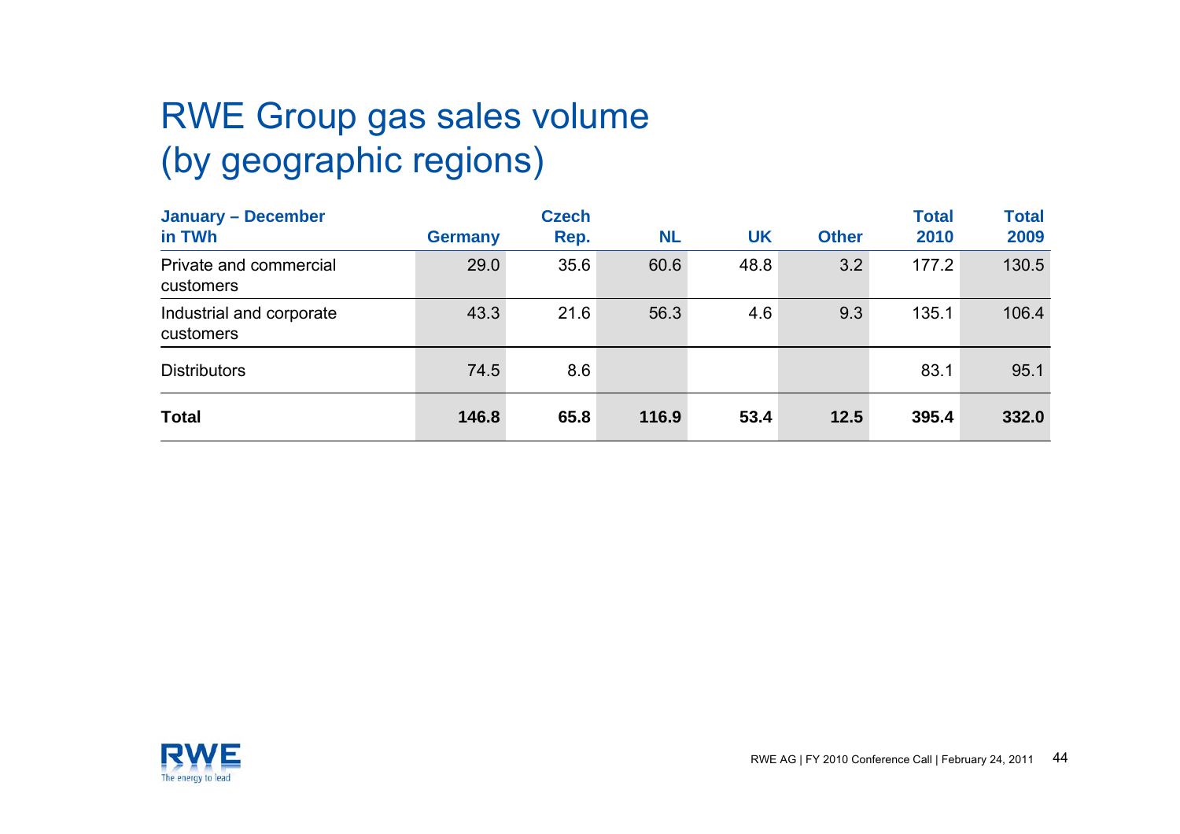# RWE Group gas sales volume (by geographic regions)

| January – December in TWh | Germany | Czech Rep. | NL | UK | Other | Total 2010 | Total 2009 |
|---|---|---|---|---|---|---|---|
| Private and commercial customers | 29.0 | 35.6 | 60.6 | 48.8 | 3.2 | 177.2 | 130.5 |
| Industrial and corporate customers | 43.3 | 21.6 | 56.3 | 4.6 | 9.3 | 135.1 | 106.4 |
| Distributors | 74.5 | 8.6 | | | | 83.1 | 95.1 |
| **Total** | **146.8** | **65.8** | **116.9** | **53.4** | **12.5** | **395.4** | **332.0** |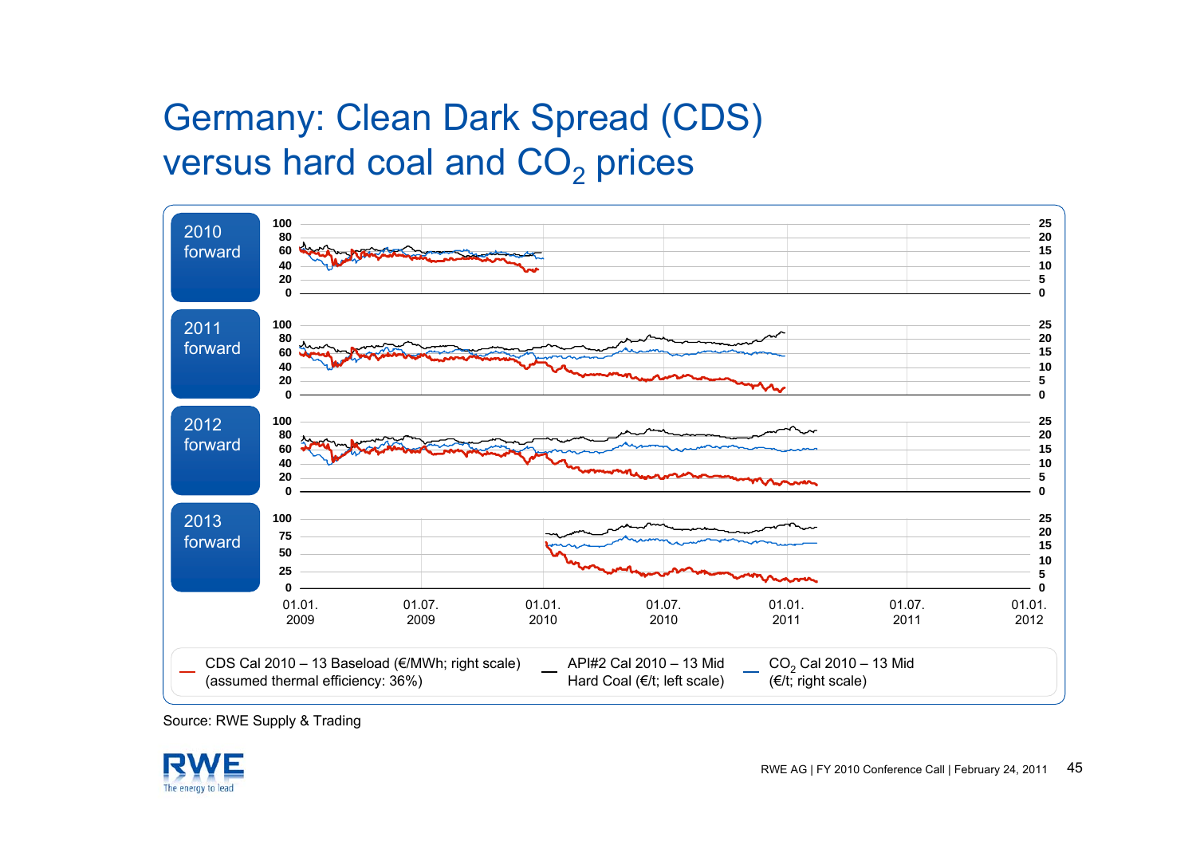# Germany: Clean Dark Spread (CDS) versus hard coal and $CO_2$ prices

2010 forward

2011 forward

2012 forward

2013 forward

CDS Cal 2010 – 13 Baseload (€/MWh; right scale) (assumed thermal efficiency: 36%)

API#2 Cal 2010 – 13 Mid Hard Coal (€/t; left scale)

$CO_2$ Cal 2010 – 13 Mid (€/t; right scale)

Source: RWE Supply & Trading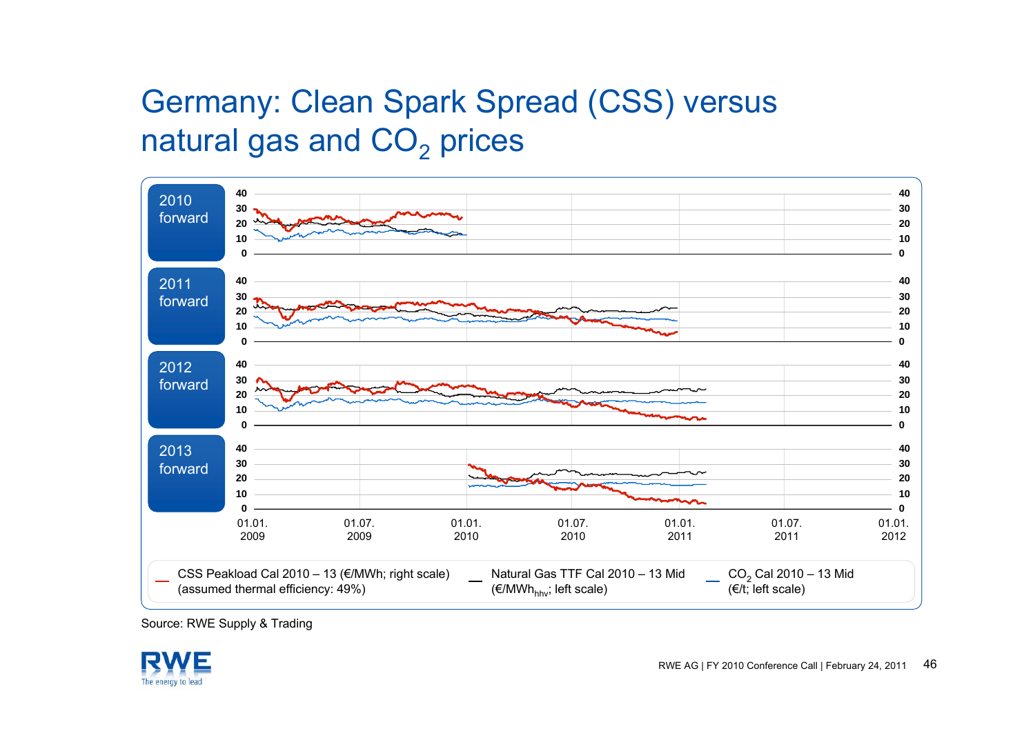# Germany: Clean Spark Spread (CSS) versus natural gas and $CO_2$ prices

2010 forward

2011 forward

2012 forward

2013 forward

01.01. 2009 | 01.07. 2009 | 01.01. 2010 | 01.07. 2010 | 01.01. 2011 | 01.07. 2011 | 01.01. 2012

— CSS Peakload Cal 2010 – 13 (€/MWh; right scale) (assumed thermal efficiency: 49%)

— Natural Gas TTF Cal 2010 – 13 Mid (€/$MWh_{hhv}$; left scale)

— $CO_2$ Cal 2010 – 13 Mid (€/t; left scale)

Source: RWE Supply & Trading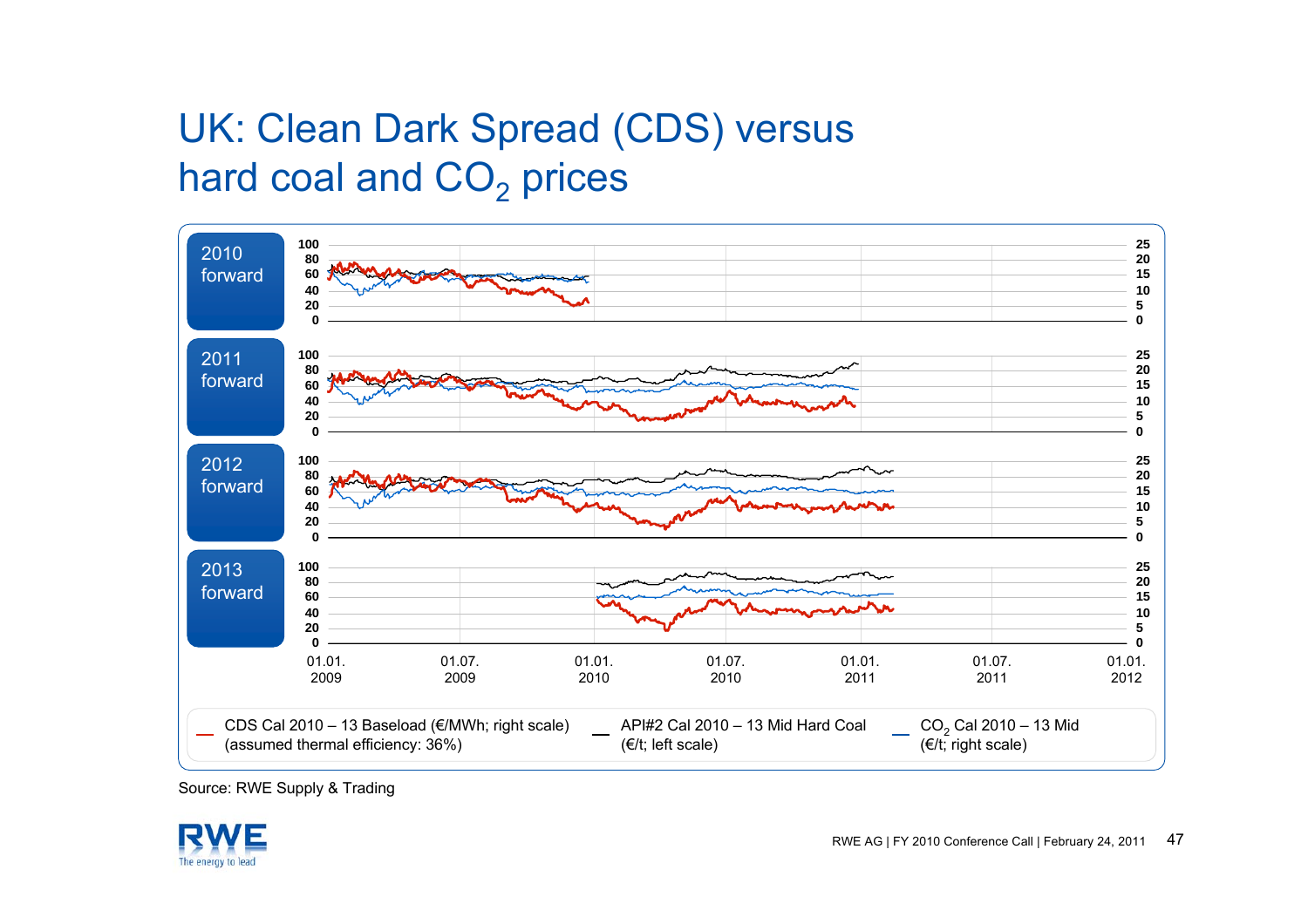# UK: Clean Dark Spread (CDS) versus hard coal and $CO_2$ prices

2010 forward

2011 forward

2012 forward

2013 forward

Left scale: 0, 20, 40, 60, 80, 100 — Right scale: 0, 5, 10, 15, 20, 25

01.01. 2009 | 01.07. 2009 | 01.01. 2010 | 01.07. 2010 | 01.01. 2011 | 01.07. 2011 | 01.01. 2012

CDS Cal 2010 – 13 Baseload (€/MWh; right scale) (assumed thermal efficiency: 36%)

API#2 Cal 2010 – 13 Mid Hard Coal (€/t; left scale)

$CO_2$ Cal 2010 – 13 Mid (€/t; right scale)

Source: RWE Supply & Trading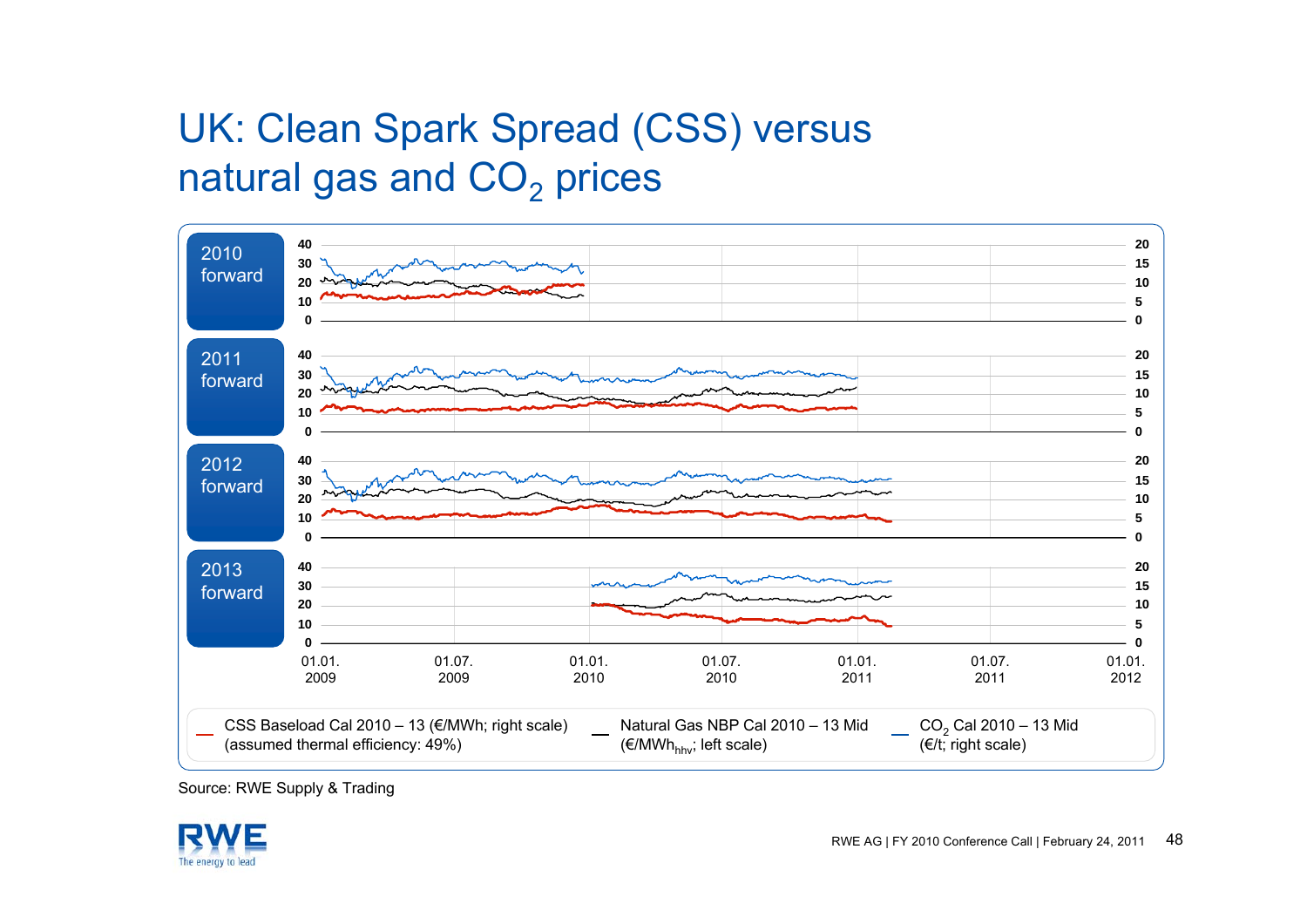# UK: Clean Spark Spread (CSS) versus natural gas and $CO_2$ prices

2010 forward

2011 forward

2012 forward

2013 forward

Left scale: 0, 10, 20, 30, 40 — Right scale: 0, 5, 10, 15, 20

01.01. 2009 | 01.07. 2009 | 01.01. 2010 | 01.07. 2010 | 01.01. 2011 | 01.07. 2011 | 01.01. 2012

- CSS Baseload Cal 2010 – 13 (€/MWh; right scale) (assumed thermal efficiency: 49%)
- Natural Gas NBP Cal 2010 – 13 Mid (€/$MWh_{hhv}$; left scale)
- $CO_2$ Cal 2010 – 13 Mid (€/t; right scale)

Source: RWE Supply & Trading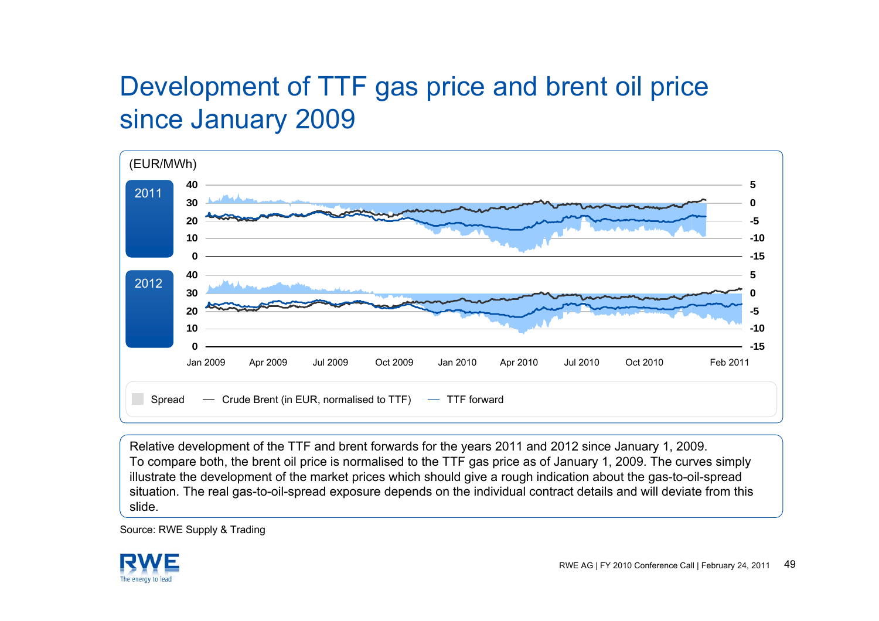# Development of TTF gas price and brent oil price since January 2009

(EUR/MWh)

2011

2012

Jan 2009 | Apr 2009 | Jul 2009 | Oct 2009 | Jan 2010 | Apr 2010 | Jul 2010 | Oct 2010 | Feb 2011

Spread — Crude Brent (in EUR, normalised to TTF) — TTF forward

Relative development of the TTF and brent forwards for the years 2011 and 2012 since January 1, 2009.
To compare both, the brent oil price is normalised to the TTF gas price as of January 1, 2009. The curves simply illustrate the development of the market prices which should give a rough indication about the gas-to-oil-spread situation. The real gas-to-oil-spread exposure depends on the individual contract details and will deviate from this slide.

Source: RWE Supply & Trading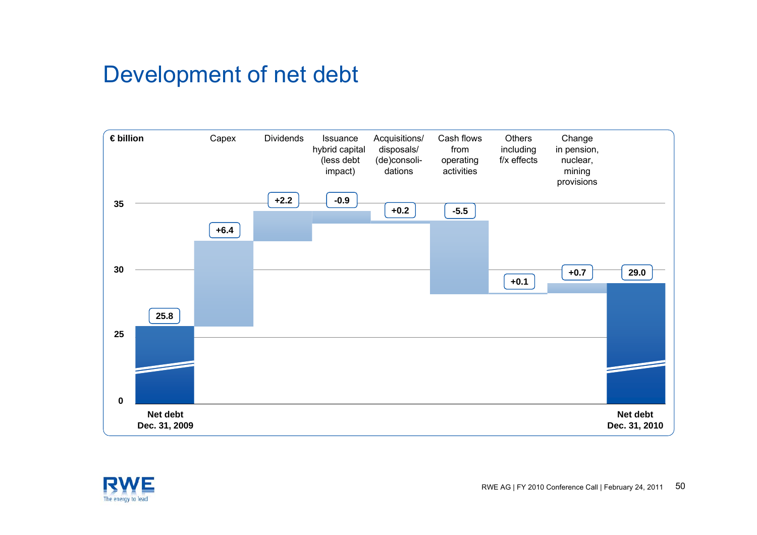# Development of net debt

€ billion

| | Value |
|---|---|
| Net debt Dec. 31, 2009 | 25.8 |
| Capex | +6.4 |
| Dividends | +2.2 |
| Issuance hybrid capital (less debt impact) | -0.9 |
| Acquisitions/ disposals/ (de)consoli-dations | +0.2 |
| Cash flows from operating activities | -5.5 |
| Others including f/x effects | +0.1 |
| Change in pension, nuclear, mining provisions | +0.7 |
| Net debt Dec. 31, 2010 | 29.0 |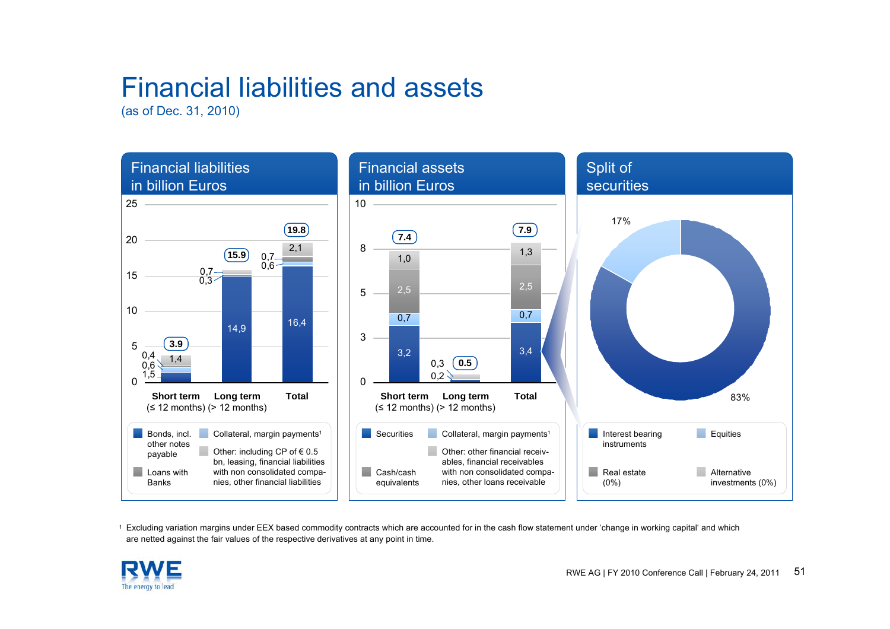# Financial liabilities and assets

(as of Dec. 31, 2010)

## Financial liabilities in billion Euros

| | Short term (≤ 12 months) | Long term (> 12 months) | Total |
|---|---|---|---|
| Bonds, incl. other notes payable | 1,5 | 14,9 | 16,4 |
| Collateral, margin payments[1] | 0,6 | | 0,6 |
| Loans with Banks | 0,4 | 0,3 | 0,7 |
| Other: including CP of € 0.5 bn, leasing, financial liabilities with non consolidated companies, other financial liabilities | 1,4 | 0,7 | 2,1 |
| **Total** | **3.9** | **15.9** | **19.8** |

## Financial assets in billion Euros

| | Short term (≤ 12 months) | Long term (> 12 months) | Total |
|---|---|---|---|
| Securities | 3,2 | 0,2 | 3,4 |
| Collateral, margin payments[1] | 0,7 | | 0,7 |
| Cash/cash equivalents | 2,5 | | 2,5 |
| Other: other financial receivables, financial receivables with non consolidated companies, other loans receivable | 1,0 | 0,3 | 1,3 |
| **Total** | **7.4** | **0.5** | **7.9** |

## Split of securities

- Interest bearing instruments: 83%
- Equities: 17%
- Real estate (0%)
- Alternative investments (0%)

[1] Excluding variation margins under EEX based commodity contracts which are accounted for in the cash flow statement under 'change in working capital' and which are netted against the fair values of the respective derivatives at any point in time.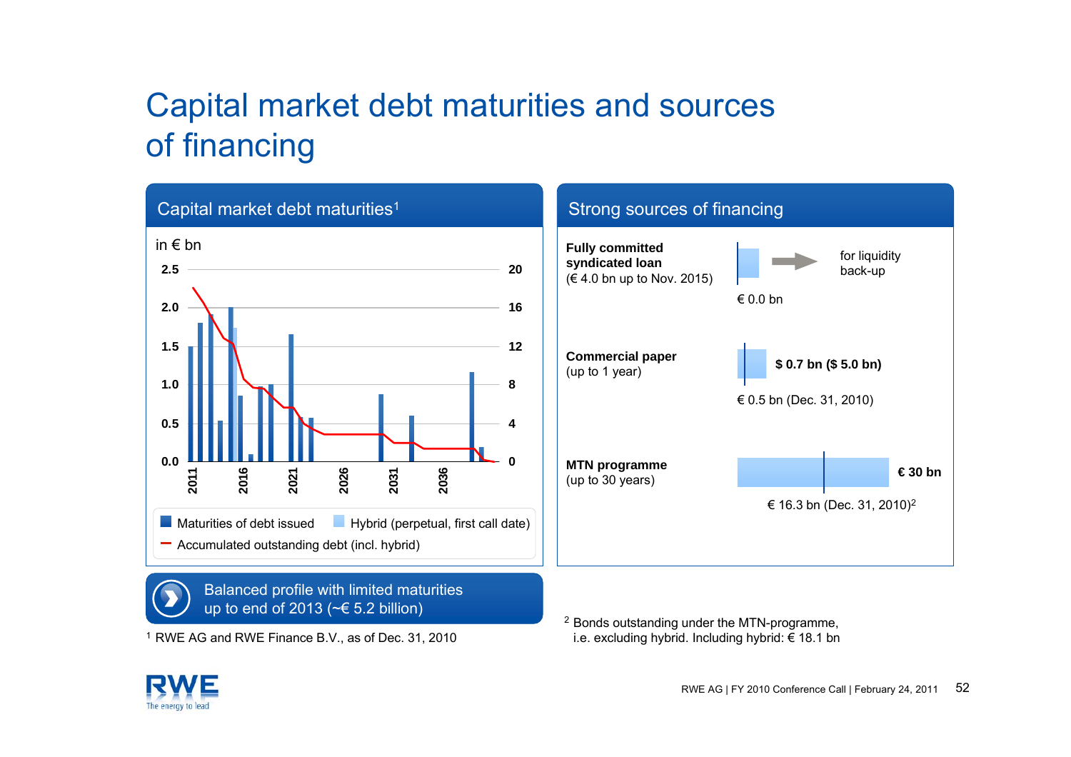# Capital market debt maturities and sources of financing

## Capital market debt maturities[1]

in € bn

- Maturities of debt issued
- Hybrid (perpetual, first call date)
- Accumulated outstanding debt (incl. hybrid)

**Balanced profile with limited maturities up to end of 2013 (~€ 5.2 billion)**

[1] RWE AG and RWE Finance B.V., as of Dec. 31, 2010

## Strong sources of financing

| Source | Amount | Details |
|---|---|---|
| **Fully committed syndicated loan** (€ 4.0 bn up to Nov. 2015) | € 0.0 bn | for liquidity back-up |
| **Commercial paper** (up to 1 year) | € 0.5 bn (Dec. 31, 2010) | **$ 0.7 bn ($ 5.0 bn)** |
| **MTN programme** (up to 30 years) | € 16.3 bn (Dec. 31, 2010)[2] | **€ 30 bn** |

[2] Bonds outstanding under the MTN-programme, i.e. excluding hybrid. Including hybrid: € 18.1 bn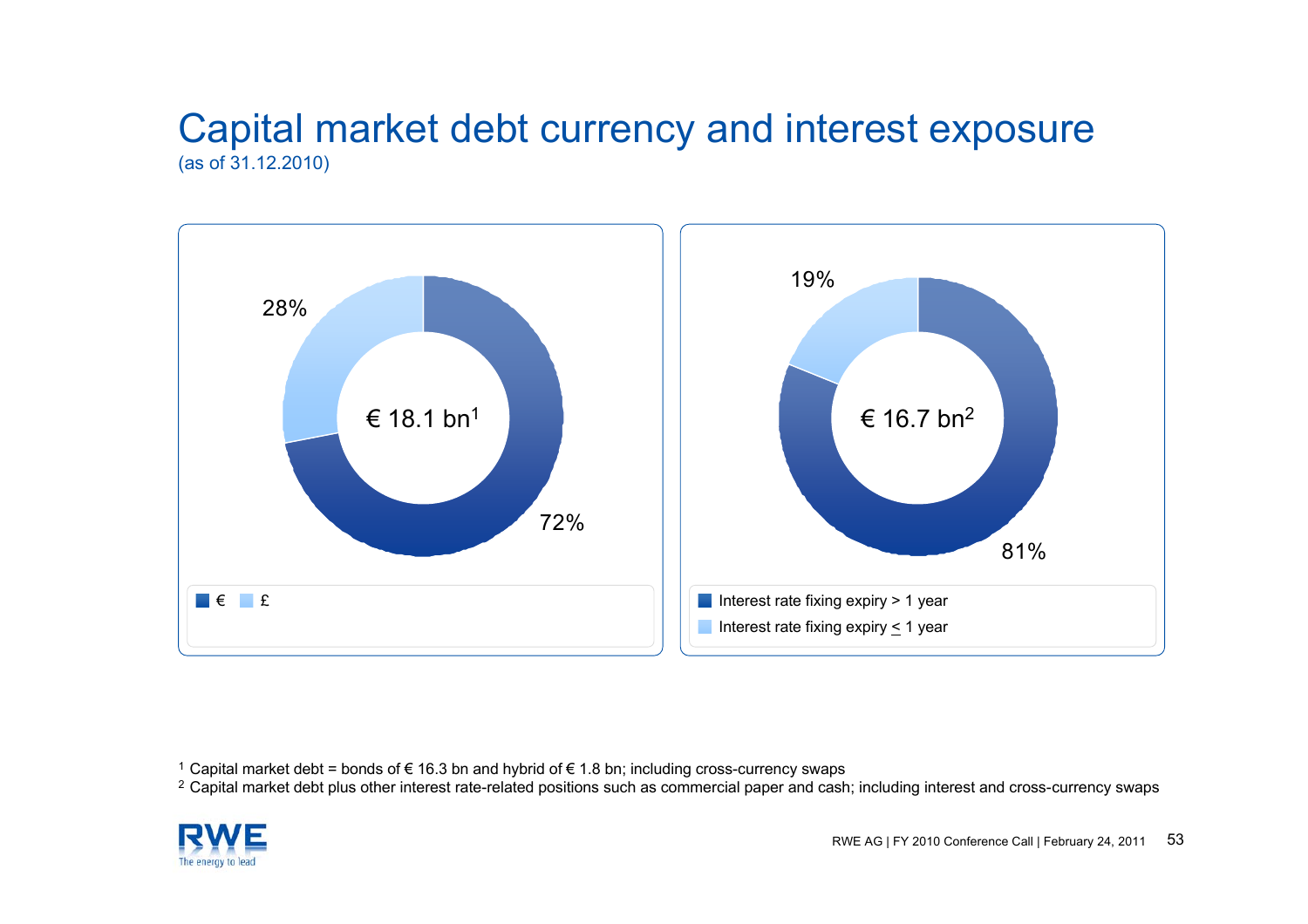# Capital market debt currency and interest exposure

(as of 31.12.2010)

€ 18.1 bn[1]

- €: 72%
- £: 28%

€ 16.7 bn[2]

- Interest rate fixing expiry > 1 year: 81%
- Interest rate fixing expiry ≤ 1 year: 19%

[1] Capital market debt = bonds of € 16.3 bn and hybrid of € 1.8 bn; including cross-currency swaps

[2] Capital market debt plus other interest rate-related positions such as commercial paper and cash; including interest and cross-currency swaps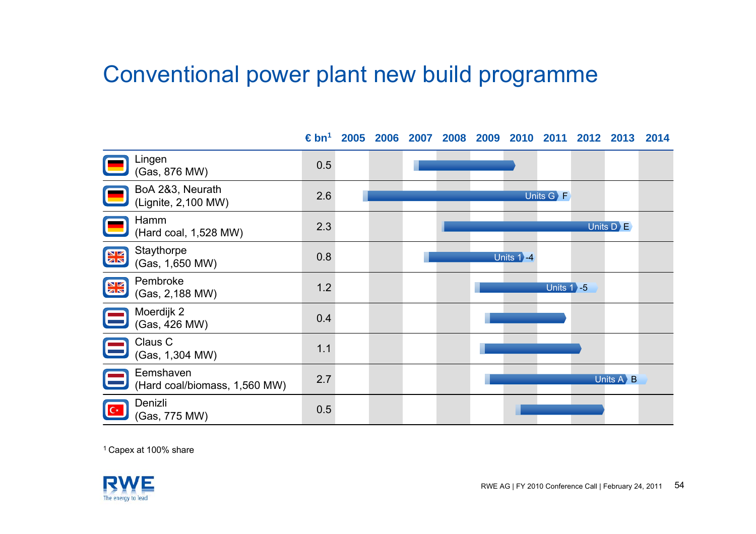# Conventional power plant new build programme

| | € bn[1] | 2005 | 2006 | 2007 | 2008 | 2009 | 2010 | 2011 | 2012 | 2013 | 2014 |
|---|---|---|---|---|---|---|---|---|---|---|---|
| Lingen (Gas, 876 MW) | 0.5 | | | | | | | | | | |
| BoA 2&3, Neurath (Lignite, 2,100 MW) | 2.6 | | | | | | Units G | F | | | |
| Hamm (Hard coal, 1,528 MW) | 2.3 | | | | | | | | Units D | E | |
| Staythorpe (Gas, 1,650 MW) | 0.8 | | | | | | Units 1-4 | | | | |
| Pembroke (Gas, 2,188 MW) | 1.2 | | | | | | | Units 1 | -5 | | |
| Moerdijk 2 (Gas, 426 MW) | 0.4 | | | | | | | | | | |
| Claus C (Gas, 1,304 MW) | 1.1 | | | | | | | | | | |
| Eemshaven (Hard coal/biomass, 1,560 MW) | 2.7 | | | | | | | | Units A | B | |
| Denizli (Gas, 775 MW) | 0.5 | | | | | | | | | | |

[1] Capex at 100% share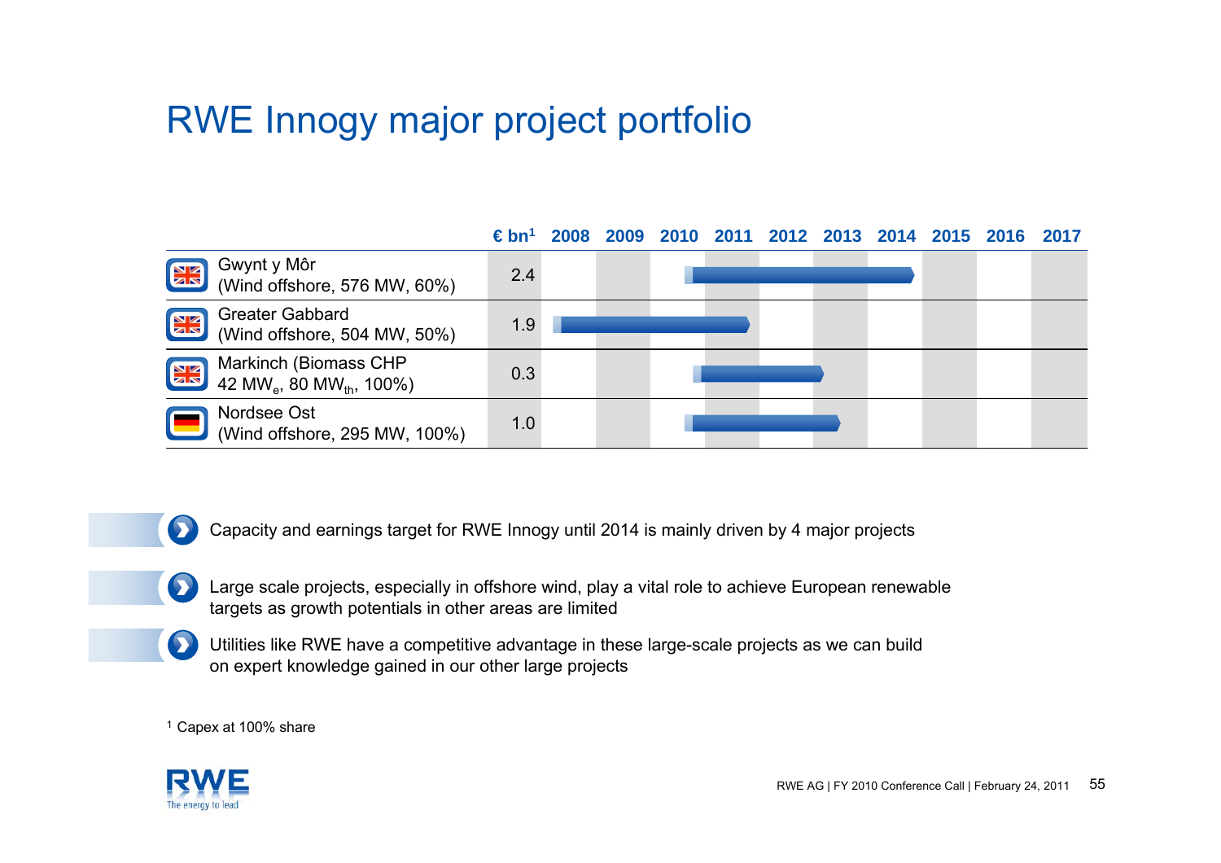# RWE Innogy major project portfolio

| Project | € bn[1] | 2008 | 2009 | 2010 | 2011 | 2012 | 2013 | 2014 | 2015 | 2016 | 2017 |
|---|---|---|---|---|---|---|---|---|---|---|---|
| Gwynt y Môr (Wind offshore, 576 MW, 60%) | 2.4 | | | ■ | ■ | ■ | ■ | ■ | | | |
| Greater Gabbard (Wind offshore, 504 MW, 50%) | 1.9 | ■ | ■ | ■ | ■ | | | | | | |
| Markinch (Biomass CHP 42 $MW_e$, 80 $MW_{th}$, 100%) | 0.3 | | | ■ | ■ | ■ | | | | | |
| Nordsee Ost (Wind offshore, 295 MW, 100%) | 1.0 | | | ■ | ■ | ■ | ■ | | | | |

- Capacity and earnings target for RWE Innogy until 2014 is mainly driven by 4 major projects
- Large scale projects, especially in offshore wind, play a vital role to achieve European renewable targets as growth potentials in other areas are limited
- Utilities like RWE have a competitive advantage in these large-scale projects as we can build on expert knowledge gained in our other large projects

[1] Capex at 100% share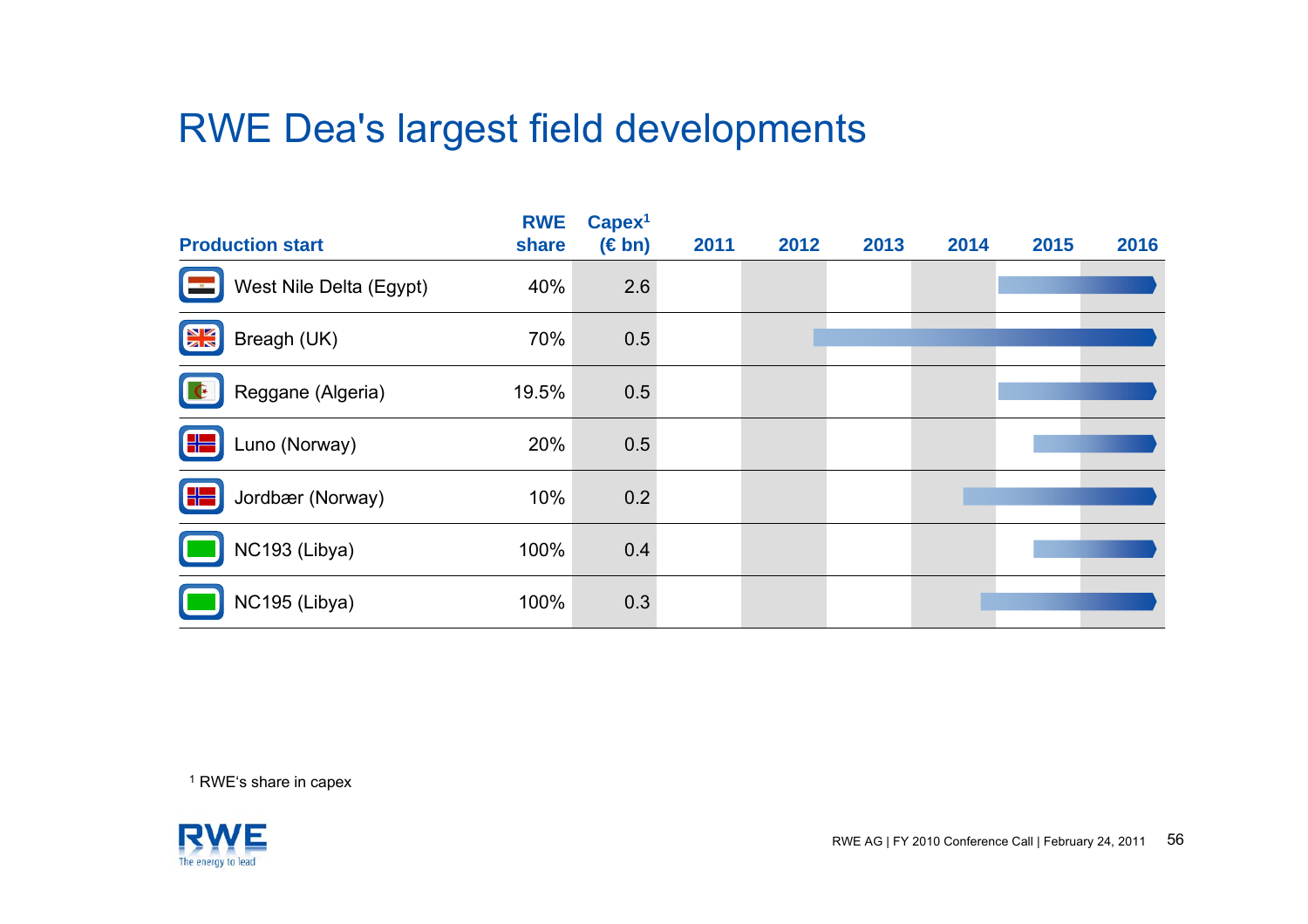# RWE Dea's largest field developments

| Production start | RWE share | Capex[1] (€ bn) | 2011 | 2012 | 2013 | 2014 | 2015 | 2016 |
|---|---|---|---|---|---|---|---|---|
| West Nile Delta (Egypt) | 40% | 2.6 | | | | | | |
| Breagh (UK) | 70% | 0.5 | | | | | | |
| Reggane (Algeria) | 19.5% | 0.5 | | | | | | |
| Luno (Norway) | 20% | 0.5 | | | | | | |
| Jordbær (Norway) | 10% | 0.2 | | | | | | |
| NC193 (Libya) | 100% | 0.4 | | | | | | |
| NC195 (Libya) | 100% | 0.3 | | | | | | |

[1] RWE's share in capex